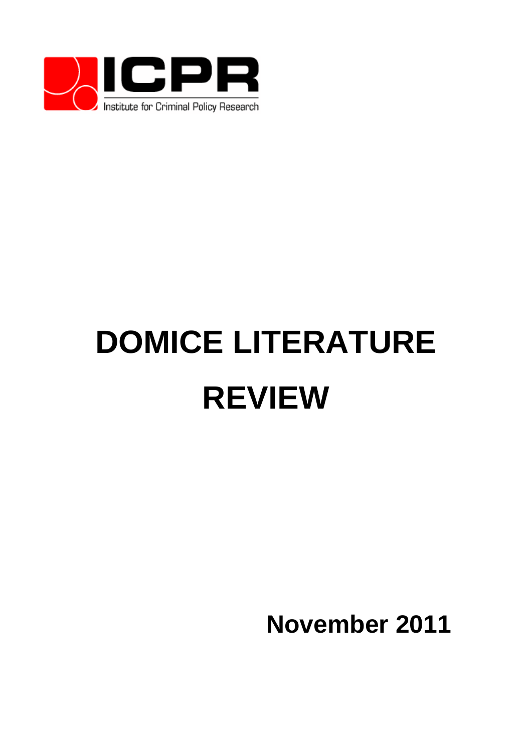ICPR

Institute for Criminal Policy Research

# DOMICE LITERATURE REVIEW

**November 2011**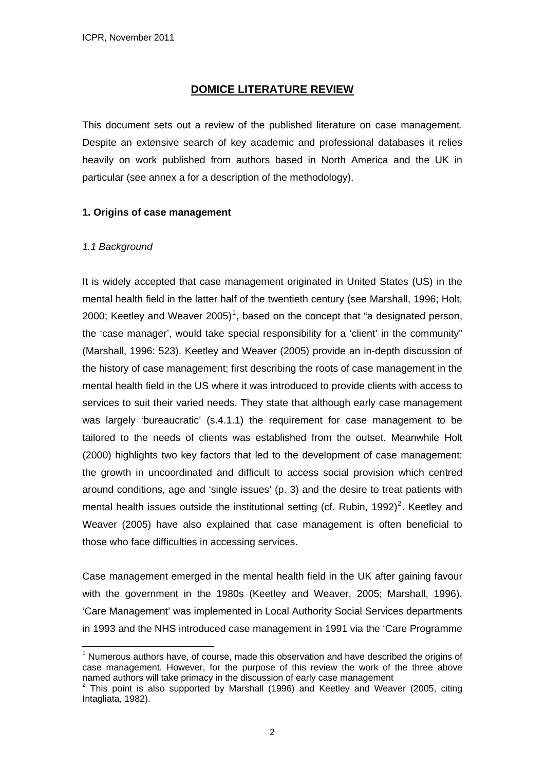# DOMICE LITERATURE REVIEW

This document sets out a review of the published literature on case management. Despite an extensive search of key academic and professional databases it relies heavily on work published from authors based in North America and the UK in particular (see annex a for a description of the methodology).

## 1. Origins of case management

### *1.1 Background*

It is widely accepted that case management originated in United States (US) in the mental health field in the latter half of the twentieth century (see Marshall, 1996; Holt, 2000; Keetley and Weaver 2005)[1], based on the concept that "a designated person, the 'case manager', would take special responsibility for a 'client' in the community" (Marshall, 1996: 523). Keetley and Weaver (2005) provide an in-depth discussion of the history of case management; first describing the roots of case management in the mental health field in the US where it was introduced to provide clients with access to services to suit their varied needs. They state that although early case management was largely 'bureaucratic' (s.4.1.1) the requirement for case management to be tailored to the needs of clients was established from the outset. Meanwhile Holt (2000) highlights two key factors that led to the development of case management: the growth in uncoordinated and difficult to access social provision which centred around conditions, age and 'single issues' (p. 3) and the desire to treat patients with mental health issues outside the institutional setting (cf. Rubin, 1992)[2]. Keetley and Weaver (2005) have also explained that case management is often beneficial to those who face difficulties in accessing services.

Case management emerged in the mental health field in the UK after gaining favour with the government in the 1980s (Keetley and Weaver, 2005; Marshall, 1996). 'Care Management' was implemented in Local Authority Social Services departments in 1993 and the NHS introduced case management in 1991 via the 'Care Programme

[1] Numerous authors have, of course, made this observation and have described the origins of case management. However, for the purpose of this review the work of the three above named authors will take primacy in the discussion of early case management

[2] This point is also supported by Marshall (1996) and Keetley and Weaver (2005, citing Intagliata, 1982).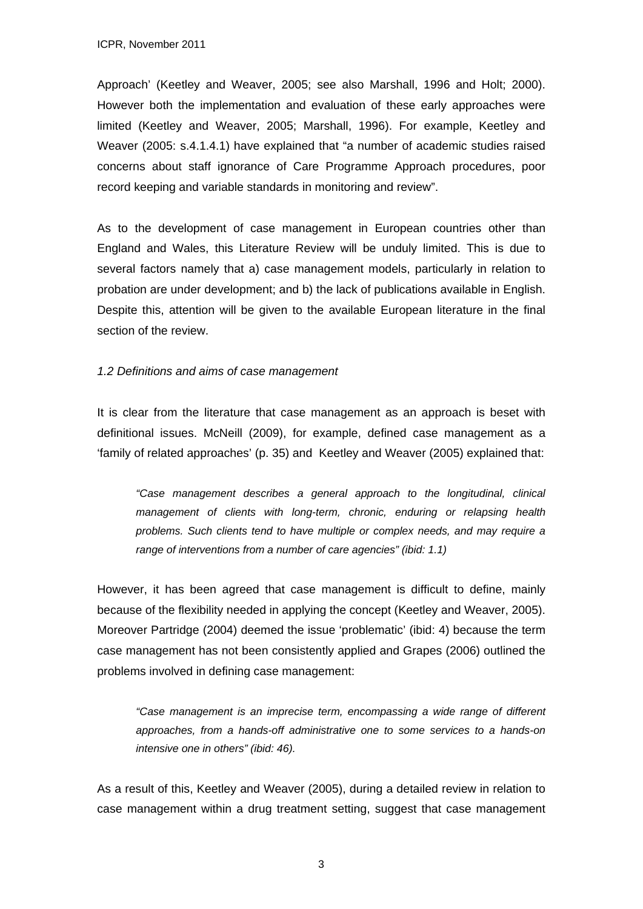Approach' (Keetley and Weaver, 2005; see also Marshall, 1996 and Holt; 2000). However both the implementation and evaluation of these early approaches were limited (Keetley and Weaver, 2005; Marshall, 1996). For example, Keetley and Weaver (2005: s.4.1.4.1) have explained that "a number of academic studies raised concerns about staff ignorance of Care Programme Approach procedures, poor record keeping and variable standards in monitoring and review".

As to the development of case management in European countries other than England and Wales, this Literature Review will be unduly limited. This is due to several factors namely that a) case management models, particularly in relation to probation are under development; and b) the lack of publications available in English. Despite this, attention will be given to the available European literature in the final section of the review.

### *1.2 Definitions and aims of case management*

It is clear from the literature that case management as an approach is beset with definitional issues. McNeill (2009), for example, defined case management as a 'family of related approaches' (p. 35) and Keetley and Weaver (2005) explained that:

> *"Case management describes a general approach to the longitudinal, clinical management of clients with long-term, chronic, enduring or relapsing health problems. Such clients tend to have multiple or complex needs, and may require a range of interventions from a number of care agencies" (ibid: 1.1)*

However, it has been agreed that case management is difficult to define, mainly because of the flexibility needed in applying the concept (Keetley and Weaver, 2005). Moreover Partridge (2004) deemed the issue 'problematic' (ibid: 4) because the term case management has not been consistently applied and Grapes (2006) outlined the problems involved in defining case management:

> *"Case management is an imprecise term, encompassing a wide range of different approaches, from a hands-off administrative one to some services to a hands-on intensive one in others" (ibid: 46).*

As a result of this, Keetley and Weaver (2005), during a detailed review in relation to case management within a drug treatment setting, suggest that case management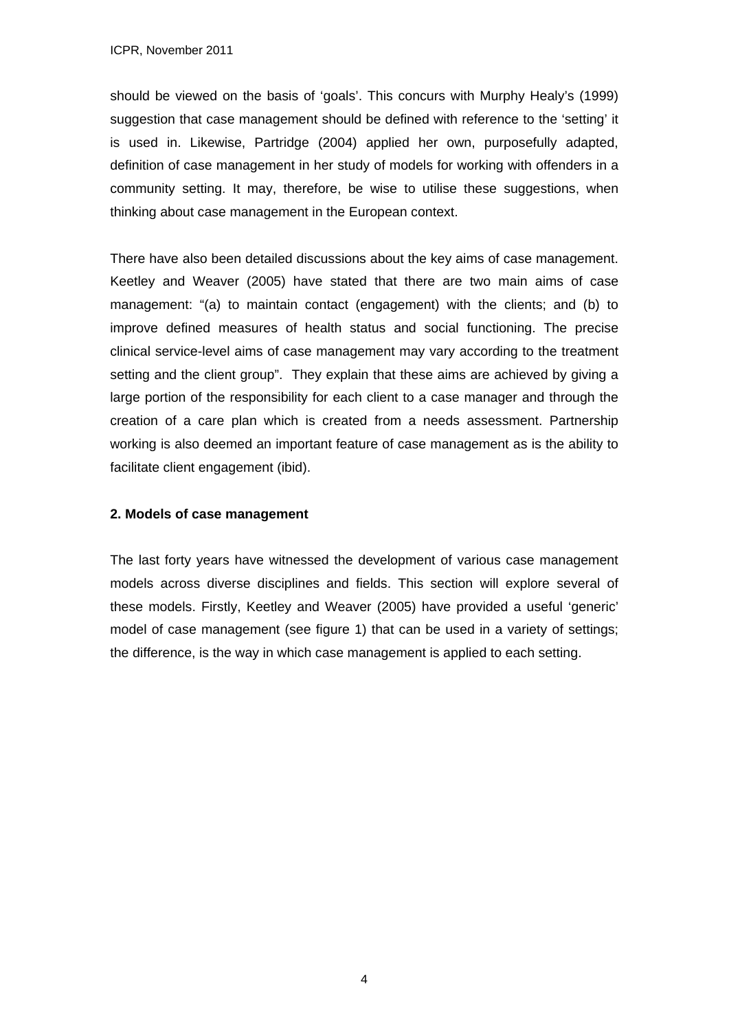should be viewed on the basis of 'goals'. This concurs with Murphy Healy's (1999) suggestion that case management should be defined with reference to the 'setting' it is used in. Likewise, Partridge (2004) applied her own, purposefully adapted, definition of case management in her study of models for working with offenders in a community setting. It may, therefore, be wise to utilise these suggestions, when thinking about case management in the European context.

There have also been detailed discussions about the key aims of case management. Keetley and Weaver (2005) have stated that there are two main aims of case management: "(a) to maintain contact (engagement) with the clients; and (b) to improve defined measures of health status and social functioning. The precise clinical service-level aims of case management may vary according to the treatment setting and the client group". They explain that these aims are achieved by giving a large portion of the responsibility for each client to a case manager and through the creation of a care plan which is created from a needs assessment. Partnership working is also deemed an important feature of case management as is the ability to facilitate client engagement (ibid).

## 2. Models of case management

The last forty years have witnessed the development of various case management models across diverse disciplines and fields. This section will explore several of these models. Firstly, Keetley and Weaver (2005) have provided a useful 'generic' model of case management (see figure 1) that can be used in a variety of settings; the difference, is the way in which case management is applied to each setting.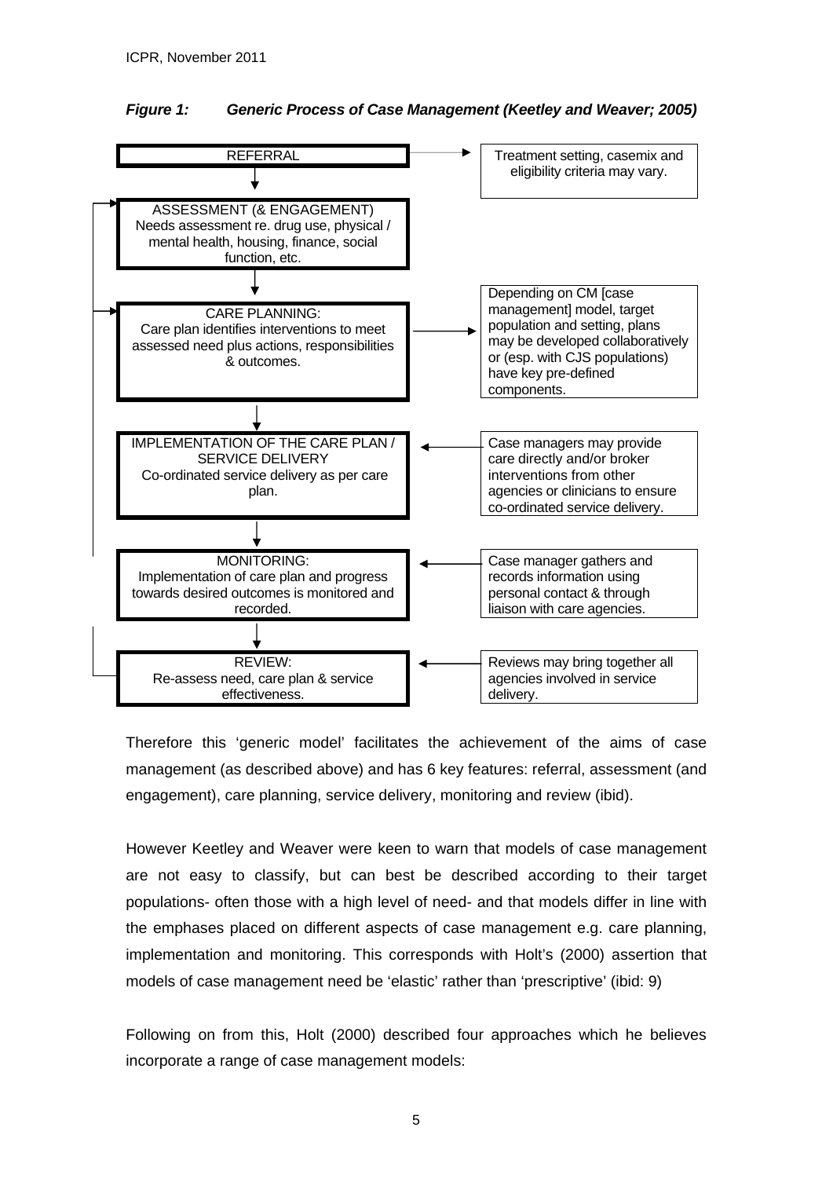*Figure 1: Generic Process of Case Management (Keetley and Weaver; 2005)*

REFERRAL

Treatment setting, casemix and eligibility criteria may vary.

ASSESSMENT (& ENGAGEMENT)
Needs assessment re. drug use, physical / mental health, housing, finance, social function, etc.

CARE PLANNING:
Care plan identifies interventions to meet assessed need plus actions, responsibilities & outcomes.

Depending on CM [case management] model, target population and setting, plans may be developed collaboratively or (esp. with CJS populations) have key pre-defined components.

IMPLEMENTATION OF THE CARE PLAN / SERVICE DELIVERY
Co-ordinated service delivery as per care plan.

Case managers may provide care directly and/or broker interventions from other agencies or clinicians to ensure co-ordinated service delivery.

MONITORING:
Implementation of care plan and progress towards desired outcomes is monitored and recorded.

Case manager gathers and records information using personal contact & through liaison with care agencies.

REVIEW:
Re-assess need, care plan & service effectiveness.

Reviews may bring together all agencies involved in service delivery.

Therefore this 'generic model' facilitates the achievement of the aims of case management (as described above) and has 6 key features: referral, assessment (and engagement), care planning, service delivery, monitoring and review (ibid).

However Keetley and Weaver were keen to warn that models of case management are not easy to classify, but can best be described according to their target populations- often those with a high level of need- and that models differ in line with the emphases placed on different aspects of case management e.g. care planning, implementation and monitoring. This corresponds with Holt's (2000) assertion that models of case management need be 'elastic' rather than 'prescriptive' (ibid: 9)

Following on from this, Holt (2000) described four approaches which he believes incorporate a range of case management models: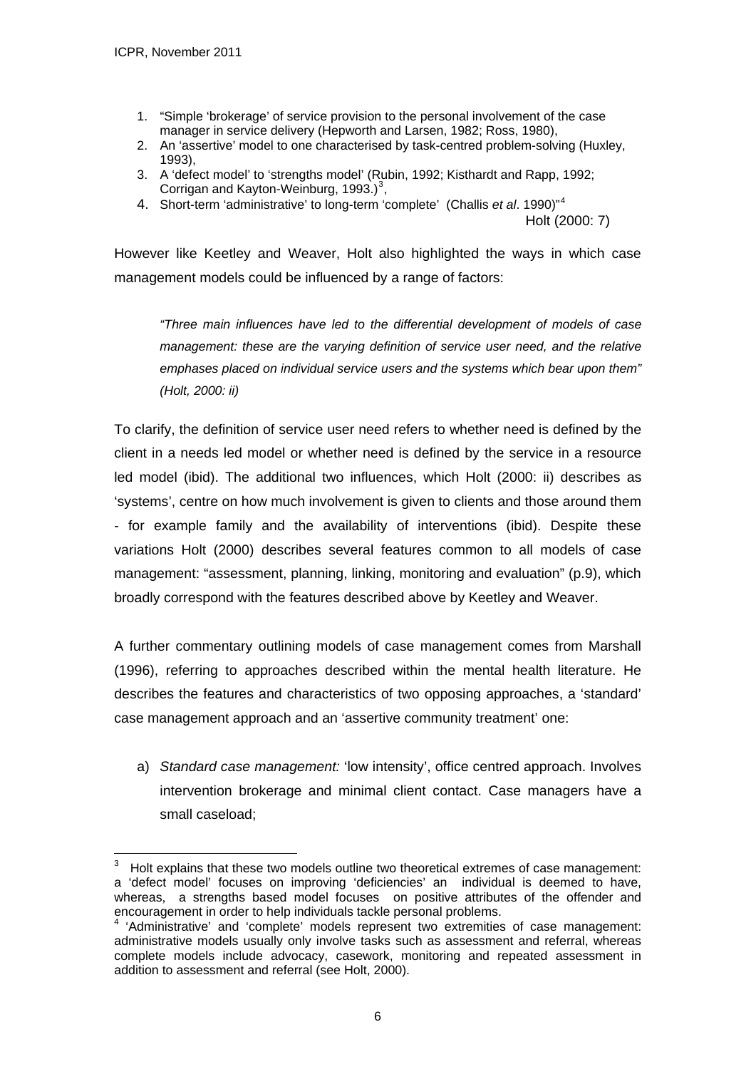1. "Simple 'brokerage' of service provision to the personal involvement of the case manager in service delivery (Hepworth and Larsen, 1982; Ross, 1980),
2. An 'assertive' model to one characterised by task-centred problem-solving (Huxley, 1993),
3. A 'defect model' to 'strengths model' (Rubin, 1992; Kisthardt and Rapp, 1992; Corrigan and Kayton-Weinburg, 1993.)[3],
4. Short-term 'administrative' to long-term 'complete' (Challis *et al*. 1990)"[4]

Holt (2000: 7)

However like Keetley and Weaver, Holt also highlighted the ways in which case management models could be influenced by a range of factors:

> *"Three main influences have led to the differential development of models of case management: these are the varying definition of service user need, and the relative emphases placed on individual service users and the systems which bear upon them" (Holt, 2000: ii)*

To clarify, the definition of service user need refers to whether need is defined by the client in a needs led model or whether need is defined by the service in a resource led model (ibid). The additional two influences, which Holt (2000: ii) describes as 'systems', centre on how much involvement is given to clients and those around them - for example family and the availability of interventions (ibid). Despite these variations Holt (2000) describes several features common to all models of case management: "assessment, planning, linking, monitoring and evaluation" (p.9), which broadly correspond with the features described above by Keetley and Weaver.

A further commentary outlining models of case management comes from Marshall (1996), referring to approaches described within the mental health literature. He describes the features and characteristics of two opposing approaches, a 'standard' case management approach and an 'assertive community treatment' one:

a) *Standard case management:* 'low intensity', office centred approach. Involves intervention brokerage and minimal client contact. Case managers have a small caseload;

---

[3] Holt explains that these two models outline two theoretical extremes of case management: a 'defect model' focuses on improving 'deficiencies' an individual is deemed to have, whereas, a strengths based model focuses on positive attributes of the offender and encouragement in order to help individuals tackle personal problems.

[4] 'Administrative' and 'complete' models represent two extremities of case management: administrative models usually only involve tasks such as assessment and referral, whereas complete models include advocacy, casework, monitoring and repeated assessment in addition to assessment and referral (see Holt, 2000).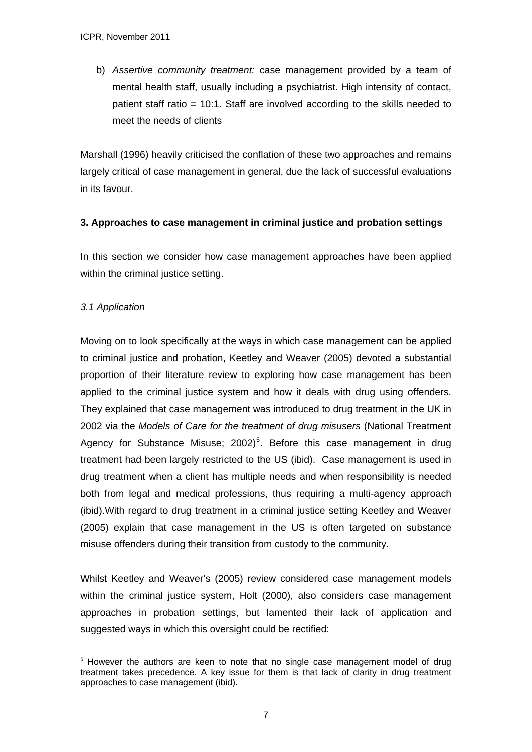b) *Assertive community treatment:* case management provided by a team of mental health staff, usually including a psychiatrist. High intensity of contact, patient staff ratio = 10:1. Staff are involved according to the skills needed to meet the needs of clients

Marshall (1996) heavily criticised the conflation of these two approaches and remains largely critical of case management in general, due the lack of successful evaluations in its favour.

**3. Approaches to case management in criminal justice and probation settings**

In this section we consider how case management approaches have been applied within the criminal justice setting.

*3.1 Application*

Moving on to look specifically at the ways in which case management can be applied to criminal justice and probation, Keetley and Weaver (2005) devoted a substantial proportion of their literature review to exploring how case management has been applied to the criminal justice system and how it deals with drug using offenders. They explained that case management was introduced to drug treatment in the UK in 2002 via the *Models of Care for the treatment of drug misusers* (National Treatment Agency for Substance Misuse; 2002)[5]. Before this case management in drug treatment had been largely restricted to the US (ibid). Case management is used in drug treatment when a client has multiple needs and when responsibility is needed both from legal and medical professions, thus requiring a multi-agency approach (ibid).With regard to drug treatment in a criminal justice setting Keetley and Weaver (2005) explain that case management in the US is often targeted on substance misuse offenders during their transition from custody to the community.

Whilst Keetley and Weaver's (2005) review considered case management models within the criminal justice system, Holt (2000), also considers case management approaches in probation settings, but lamented their lack of application and suggested ways in which this oversight could be rectified:

[5] However the authors are keen to note that no single case management model of drug treatment takes precedence. A key issue for them is that lack of clarity in drug treatment approaches to case management (ibid).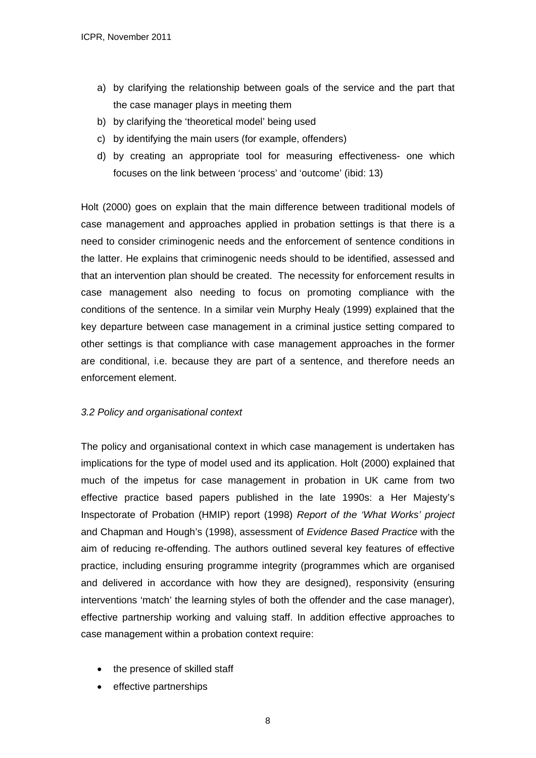a) by clarifying the relationship between goals of the service and the part that the case manager plays in meeting them
b) by clarifying the 'theoretical model' being used
c) by identifying the main users (for example, offenders)
d) by creating an appropriate tool for measuring effectiveness- one which focuses on the link between 'process' and 'outcome' (ibid: 13)

Holt (2000) goes on explain that the main difference between traditional models of case management and approaches applied in probation settings is that there is a need to consider criminogenic needs and the enforcement of sentence conditions in the latter. He explains that criminogenic needs should to be identified, assessed and that an intervention plan should be created. The necessity for enforcement results in case management also needing to focus on promoting compliance with the conditions of the sentence. In a similar vein Murphy Healy (1999) explained that the key departure between case management in a criminal justice setting compared to other settings is that compliance with case management approaches in the former are conditional, i.e. because they are part of a sentence, and therefore needs an enforcement element.

### *3.2 Policy and organisational context*

The policy and organisational context in which case management is undertaken has implications for the type of model used and its application. Holt (2000) explained that much of the impetus for case management in probation in UK came from two effective practice based papers published in the late 1990s: a Her Majesty's Inspectorate of Probation (HMIP) report (1998) *Report of the 'What Works' project* and Chapman and Hough's (1998), assessment of *Evidence Based Practice* with the aim of reducing re-offending. The authors outlined several key features of effective practice, including ensuring programme integrity (programmes which are organised and delivered in accordance with how they are designed), responsivity (ensuring interventions 'match' the learning styles of both the offender and the case manager), effective partnership working and valuing staff. In addition effective approaches to case management within a probation context require:

- the presence of skilled staff
- effective partnerships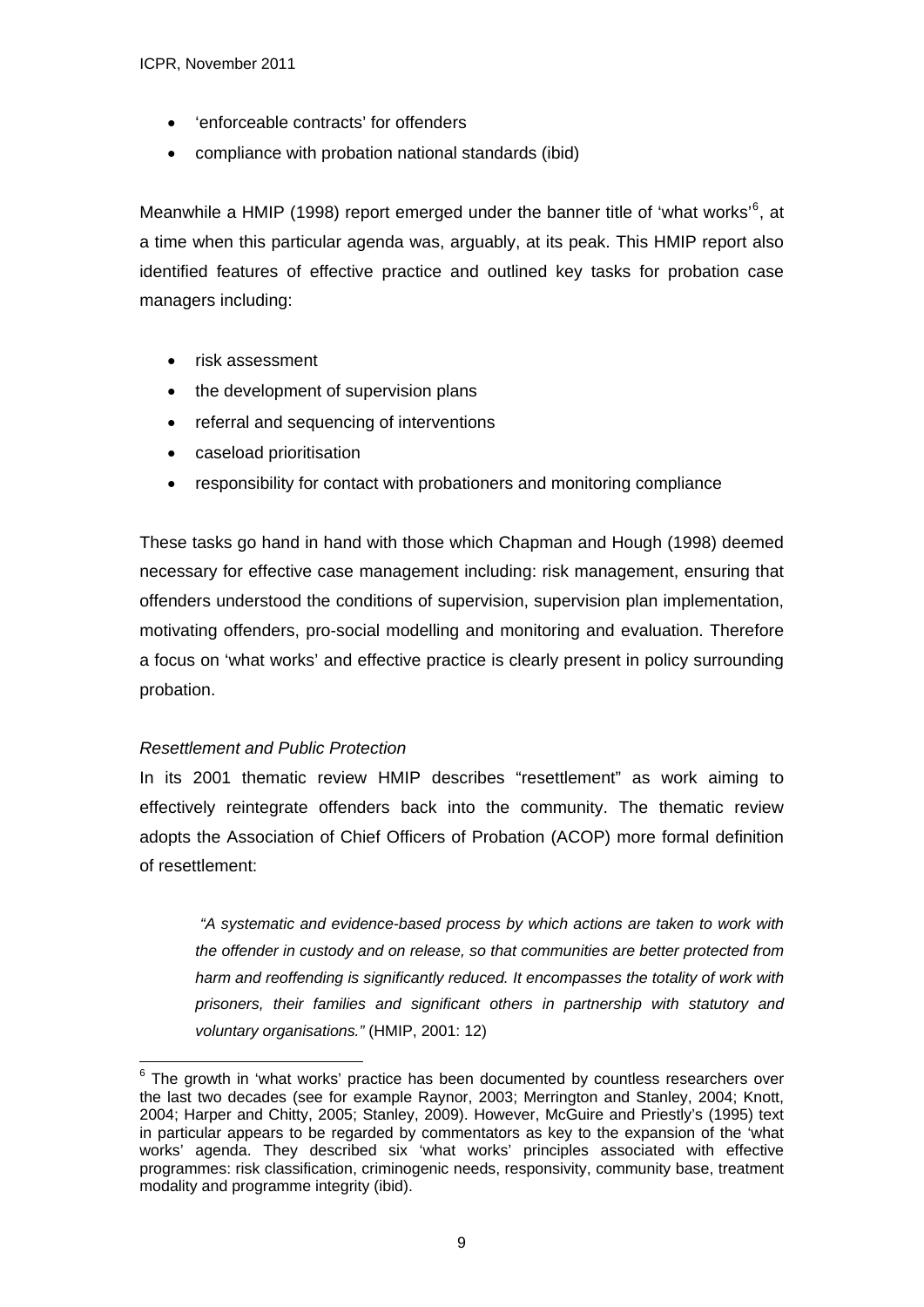- 'enforceable contracts' for offenders
- compliance with probation national standards (ibid)

Meanwhile a HMIP (1998) report emerged under the banner title of 'what works'[6], at a time when this particular agenda was, arguably, at its peak. This HMIP report also identified features of effective practice and outlined key tasks for probation case managers including:

- risk assessment
- the development of supervision plans
- referral and sequencing of interventions
- caseload prioritisation
- responsibility for contact with probationers and monitoring compliance

These tasks go hand in hand with those which Chapman and Hough (1998) deemed necessary for effective case management including: risk management, ensuring that offenders understood the conditions of supervision, supervision plan implementation, motivating offenders, pro-social modelling and monitoring and evaluation. Therefore a focus on 'what works' and effective practice is clearly present in policy surrounding probation.

*Resettlement and Public Protection*

In its 2001 thematic review HMIP describes "resettlement" as work aiming to effectively reintegrate offenders back into the community. The thematic review adopts the Association of Chief Officers of Probation (ACOP) more formal definition of resettlement:

> *"A systematic and evidence-based process by which actions are taken to work with the offender in custody and on release, so that communities are better protected from harm and reoffending is significantly reduced. It encompasses the totality of work with prisoners, their families and significant others in partnership with statutory and voluntary organisations."* (HMIP, 2001: 12)

[6] The growth in 'what works' practice has been documented by countless researchers over the last two decades (see for example Raynor, 2003; Merrington and Stanley, 2004; Knott, 2004; Harper and Chitty, 2005; Stanley, 2009). However, McGuire and Priestly's (1995) text in particular appears to be regarded by commentators as key to the expansion of the 'what works' agenda. They described six 'what works' principles associated with effective programmes: risk classification, criminogenic needs, responsivity, community base, treatment modality and programme integrity (ibid).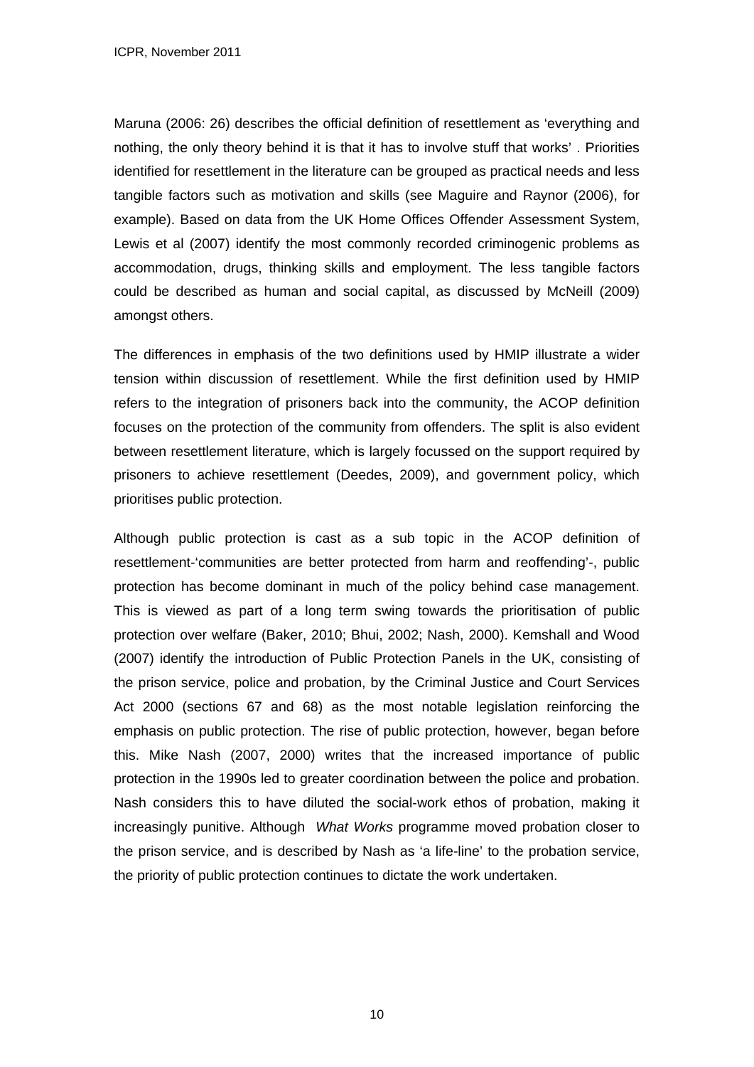Maruna (2006: 26) describes the official definition of resettlement as 'everything and nothing, the only theory behind it is that it has to involve stuff that works' . Priorities identified for resettlement in the literature can be grouped as practical needs and less tangible factors such as motivation and skills (see Maguire and Raynor (2006), for example). Based on data from the UK Home Offices Offender Assessment System, Lewis et al (2007) identify the most commonly recorded criminogenic problems as accommodation, drugs, thinking skills and employment. The less tangible factors could be described as human and social capital, as discussed by McNeill (2009) amongst others.

The differences in emphasis of the two definitions used by HMIP illustrate a wider tension within discussion of resettlement. While the first definition used by HMIP refers to the integration of prisoners back into the community, the ACOP definition focuses on the protection of the community from offenders. The split is also evident between resettlement literature, which is largely focussed on the support required by prisoners to achieve resettlement (Deedes, 2009), and government policy, which prioritises public protection.

Although public protection is cast as a sub topic in the ACOP definition of resettlement-'communities are better protected from harm and reoffending'-, public protection has become dominant in much of the policy behind case management. This is viewed as part of a long term swing towards the prioritisation of public protection over welfare (Baker, 2010; Bhui, 2002; Nash, 2000). Kemshall and Wood (2007) identify the introduction of Public Protection Panels in the UK, consisting of the prison service, police and probation, by the Criminal Justice and Court Services Act 2000 (sections 67 and 68) as the most notable legislation reinforcing the emphasis on public protection. The rise of public protection, however, began before this. Mike Nash (2007, 2000) writes that the increased importance of public protection in the 1990s led to greater coordination between the police and probation. Nash considers this to have diluted the social-work ethos of probation, making it increasingly punitive. Although *What Works* programme moved probation closer to the prison service, and is described by Nash as 'a life-line' to the probation service, the priority of public protection continues to dictate the work undertaken.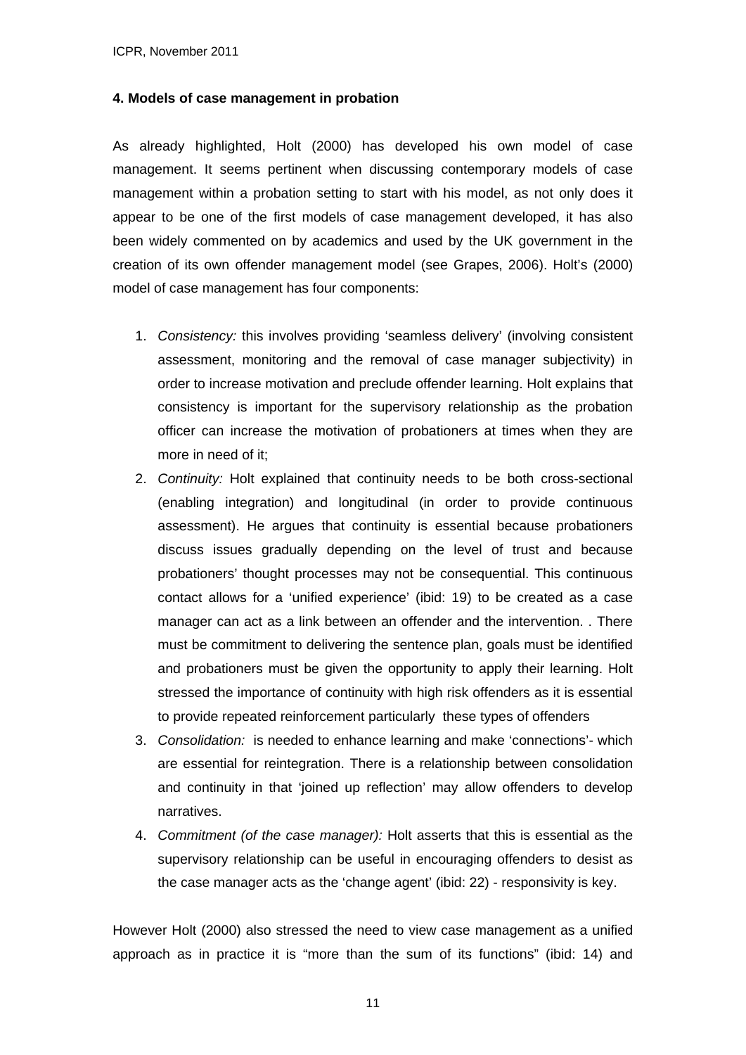### 4. Models of case management in probation

As already highlighted, Holt (2000) has developed his own model of case management. It seems pertinent when discussing contemporary models of case management within a probation setting to start with his model, as not only does it appear to be one of the first models of case management developed, it has also been widely commented on by academics and used by the UK government in the creation of its own offender management model (see Grapes, 2006). Holt's (2000) model of case management has four components:

1. *Consistency:* this involves providing 'seamless delivery' (involving consistent assessment, monitoring and the removal of case manager subjectivity) in order to increase motivation and preclude offender learning. Holt explains that consistency is important for the supervisory relationship as the probation officer can increase the motivation of probationers at times when they are more in need of it;
2. *Continuity:* Holt explained that continuity needs to be both cross-sectional (enabling integration) and longitudinal (in order to provide continuous assessment). He argues that continuity is essential because probationers discuss issues gradually depending on the level of trust and because probationers' thought processes may not be consequential. This continuous contact allows for a 'unified experience' (ibid: 19) to be created as a case manager can act as a link between an offender and the intervention. . There must be commitment to delivering the sentence plan, goals must be identified and probationers must be given the opportunity to apply their learning. Holt stressed the importance of continuity with high risk offenders as it is essential to provide repeated reinforcement particularly these types of offenders
3. *Consolidation:* is needed to enhance learning and make 'connections'- which are essential for reintegration. There is a relationship between consolidation and continuity in that 'joined up reflection' may allow offenders to develop narratives.
4. *Commitment (of the case manager):* Holt asserts that this is essential as the supervisory relationship can be useful in encouraging offenders to desist as the case manager acts as the 'change agent' (ibid: 22) - responsivity is key.

However Holt (2000) also stressed the need to view case management as a unified approach as in practice it is "more than the sum of its functions" (ibid: 14) and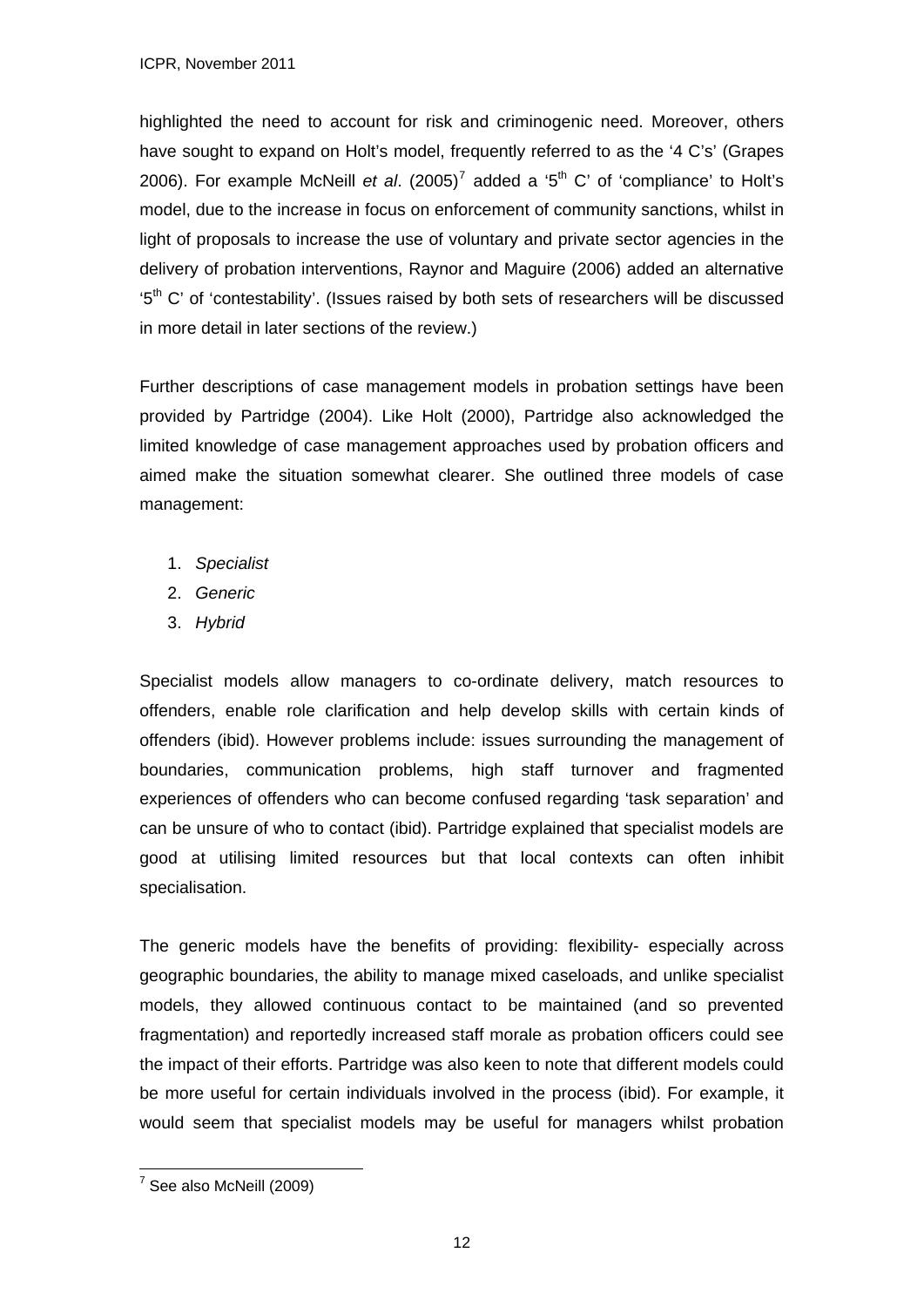highlighted the need to account for risk and criminogenic need. Moreover, others have sought to expand on Holt's model, frequently referred to as the '4 C's' (Grapes 2006). For example McNeill *et al*. (2005)[7] added a '5$^{th}$ C' of 'compliance' to Holt's model, due to the increase in focus on enforcement of community sanctions, whilst in light of proposals to increase the use of voluntary and private sector agencies in the delivery of probation interventions, Raynor and Maguire (2006) added an alternative '5$^{th}$ C' of 'contestability'. (Issues raised by both sets of researchers will be discussed in more detail in later sections of the review.)

Further descriptions of case management models in probation settings have been provided by Partridge (2004). Like Holt (2000), Partridge also acknowledged the limited knowledge of case management approaches used by probation officers and aimed make the situation somewhat clearer. She outlined three models of case management:

1. *Specialist*
2. *Generic*
3. *Hybrid*

Specialist models allow managers to co-ordinate delivery, match resources to offenders, enable role clarification and help develop skills with certain kinds of offenders (ibid). However problems include: issues surrounding the management of boundaries, communication problems, high staff turnover and fragmented experiences of offenders who can become confused regarding 'task separation' and can be unsure of who to contact (ibid). Partridge explained that specialist models are good at utilising limited resources but that local contexts can often inhibit specialisation.

The generic models have the benefits of providing: flexibility- especially across geographic boundaries, the ability to manage mixed caseloads, and unlike specialist models, they allowed continuous contact to be maintained (and so prevented fragmentation) and reportedly increased staff morale as probation officers could see the impact of their efforts. Partridge was also keen to note that different models could be more useful for certain individuals involved in the process (ibid). For example, it would seem that specialist models may be useful for managers whilst probation

[7] See also McNeill (2009)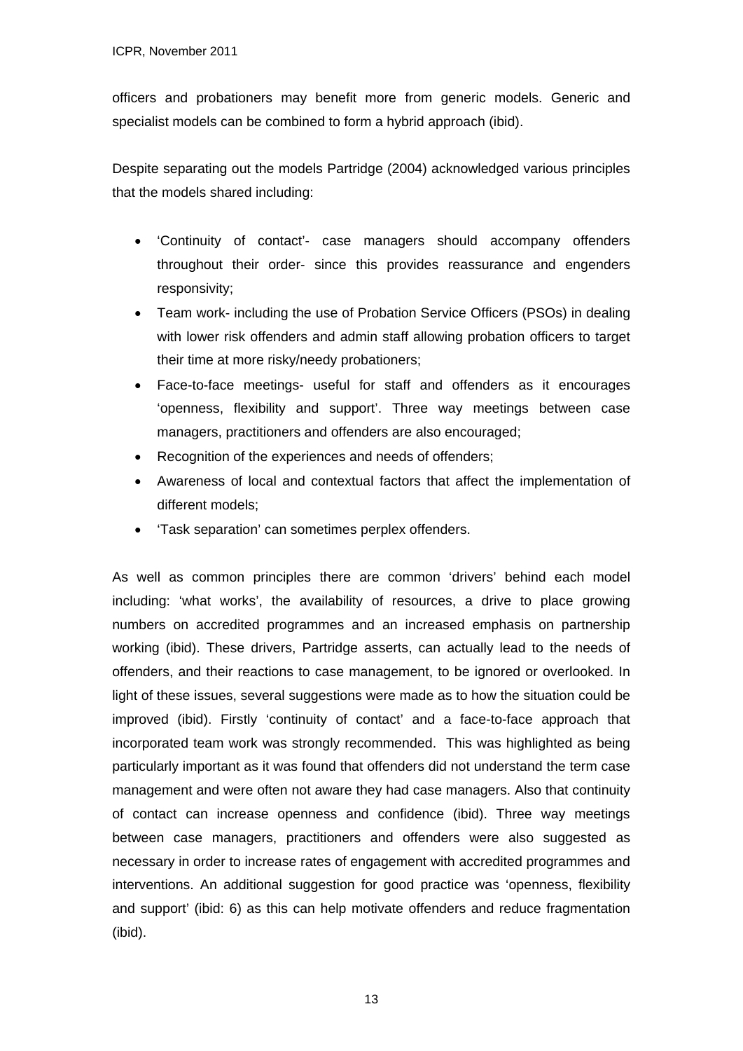officers and probationers may benefit more from generic models. Generic and specialist models can be combined to form a hybrid approach (ibid).

Despite separating out the models Partridge (2004) acknowledged various principles that the models shared including:

- 'Continuity of contact'- case managers should accompany offenders throughout their order- since this provides reassurance and engenders responsivity;
- Team work- including the use of Probation Service Officers (PSOs) in dealing with lower risk offenders and admin staff allowing probation officers to target their time at more risky/needy probationers;
- Face-to-face meetings- useful for staff and offenders as it encourages 'openness, flexibility and support'. Three way meetings between case managers, practitioners and offenders are also encouraged;
- Recognition of the experiences and needs of offenders;
- Awareness of local and contextual factors that affect the implementation of different models;
- 'Task separation' can sometimes perplex offenders.

As well as common principles there are common 'drivers' behind each model including: 'what works', the availability of resources, a drive to place growing numbers on accredited programmes and an increased emphasis on partnership working (ibid). These drivers, Partridge asserts, can actually lead to the needs of offenders, and their reactions to case management, to be ignored or overlooked. In light of these issues, several suggestions were made as to how the situation could be improved (ibid). Firstly 'continuity of contact' and a face-to-face approach that incorporated team work was strongly recommended. This was highlighted as being particularly important as it was found that offenders did not understand the term case management and were often not aware they had case managers. Also that continuity of contact can increase openness and confidence (ibid). Three way meetings between case managers, practitioners and offenders were also suggested as necessary in order to increase rates of engagement with accredited programmes and interventions. An additional suggestion for good practice was 'openness, flexibility and support' (ibid: 6) as this can help motivate offenders and reduce fragmentation (ibid).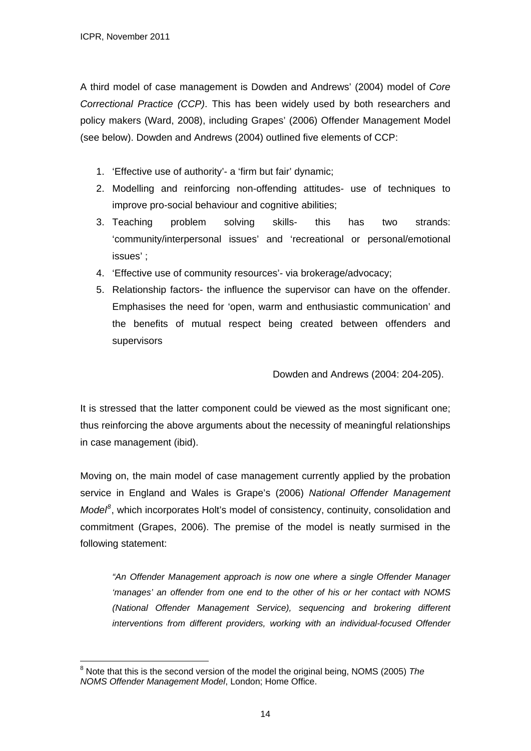A third model of case management is Dowden and Andrews' (2004) model of *Core Correctional Practice (CCP)*. This has been widely used by both researchers and policy makers (Ward, 2008), including Grapes' (2006) Offender Management Model (see below). Dowden and Andrews (2004) outlined five elements of CCP:

1. 'Effective use of authority'- a 'firm but fair' dynamic;
2. Modelling and reinforcing non-offending attitudes- use of techniques to improve pro-social behaviour and cognitive abilities;
3. Teaching problem solving skills- this has two strands: 'community/interpersonal issues' and 'recreational or personal/emotional issues' ;
4. 'Effective use of community resources'- via brokerage/advocacy;
5. Relationship factors- the influence the supervisor can have on the offender. Emphasises the need for 'open, warm and enthusiastic communication' and the benefits of mutual respect being created between offenders and supervisors

Dowden and Andrews (2004: 204-205).

It is stressed that the latter component could be viewed as the most significant one; thus reinforcing the above arguments about the necessity of meaningful relationships in case management (ibid).

Moving on, the main model of case management currently applied by the probation service in England and Wales is Grape's (2006) *National Offender Management Model*[8], which incorporates Holt's model of consistency, continuity, consolidation and commitment (Grapes, 2006). The premise of the model is neatly surmised in the following statement:

> *"An Offender Management approach is now one where a single Offender Manager 'manages' an offender from one end to the other of his or her contact with NOMS (National Offender Management Service), sequencing and brokering different interventions from different providers, working with an individual-focused Offender*

---

[8] Note that this is the second version of the model the original being, NOMS (2005) *The NOMS Offender Management Model*, London; Home Office.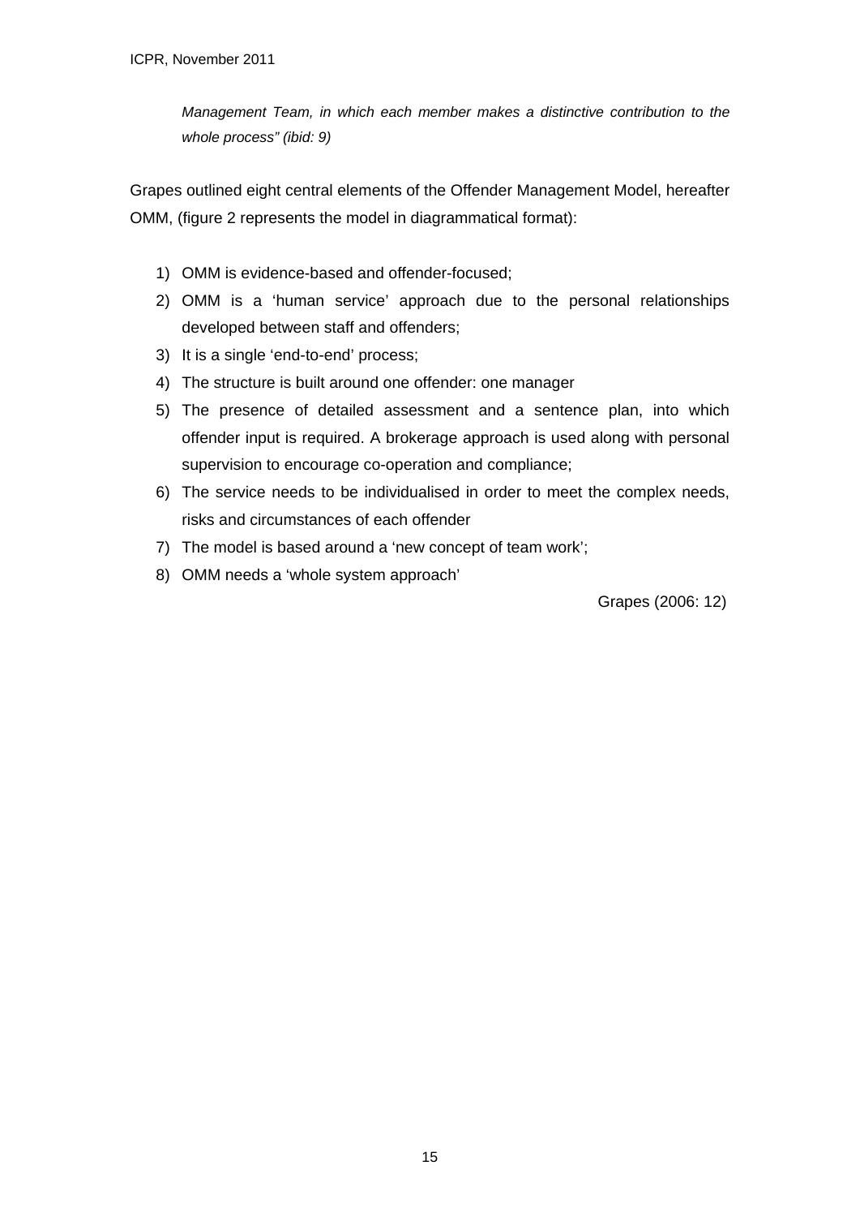*Management Team, in which each member makes a distinctive contribution to the whole process" (ibid: 9)*

Grapes outlined eight central elements of the Offender Management Model, hereafter OMM, (figure 2 represents the model in diagrammatical format):

1) OMM is evidence-based and offender-focused;
2) OMM is a 'human service' approach due to the personal relationships developed between staff and offenders;
3) It is a single 'end-to-end' process;
4) The structure is built around one offender: one manager
5) The presence of detailed assessment and a sentence plan, into which offender input is required. A brokerage approach is used along with personal supervision to encourage co-operation and compliance;
6) The service needs to be individualised in order to meet the complex needs, risks and circumstances of each offender
7) The model is based around a 'new concept of team work';
8) OMM needs a 'whole system approach'

Grapes (2006: 12)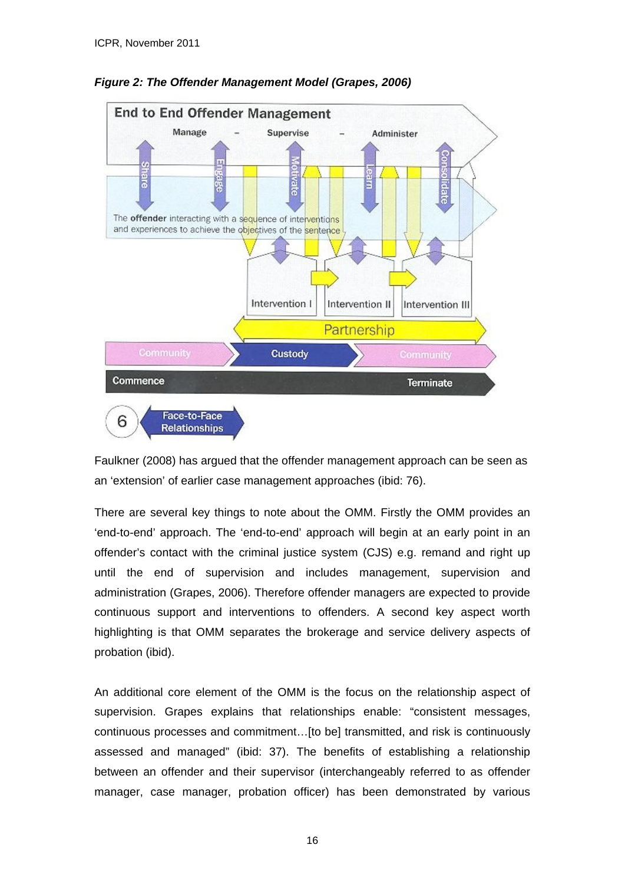*Figure 2: The Offender Management Model (Grapes, 2006)*

Faulkner (2008) has argued that the offender management approach can be seen as an 'extension' of earlier case management approaches (ibid: 76).

There are several key things to note about the OMM. Firstly the OMM provides an 'end-to-end' approach. The 'end-to-end' approach will begin at an early point in an offender's contact with the criminal justice system (CJS) e.g. remand and right up until the end of supervision and includes management, supervision and administration (Grapes, 2006). Therefore offender managers are expected to provide continuous support and interventions to offenders. A second key aspect worth highlighting is that OMM separates the brokerage and service delivery aspects of probation (ibid).

An additional core element of the OMM is the focus on the relationship aspect of supervision. Grapes explains that relationships enable: "consistent messages, continuous processes and commitment…[to be] transmitted, and risk is continuously assessed and managed" (ibid: 37). The benefits of establishing a relationship between an offender and their supervisor (interchangeably referred to as offender manager, case manager, probation officer) has been demonstrated by various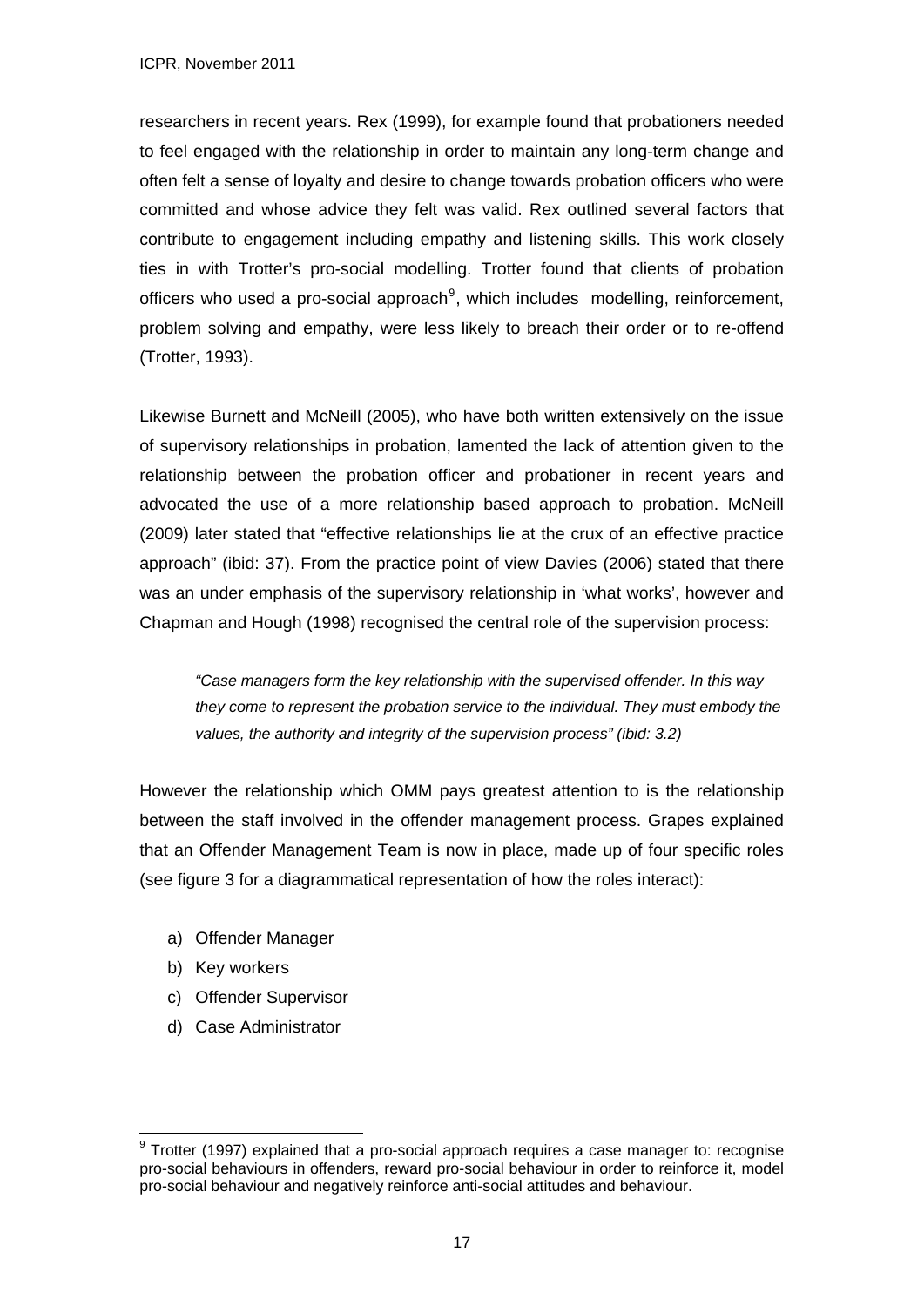researchers in recent years. Rex (1999), for example found that probationers needed to feel engaged with the relationship in order to maintain any long-term change and often felt a sense of loyalty and desire to change towards probation officers who were committed and whose advice they felt was valid. Rex outlined several factors that contribute to engagement including empathy and listening skills. This work closely ties in with Trotter's pro-social modelling. Trotter found that clients of probation officers who used a pro-social approach[9], which includes modelling, reinforcement, problem solving and empathy, were less likely to breach their order or to re-offend (Trotter, 1993).

Likewise Burnett and McNeill (2005), who have both written extensively on the issue of supervisory relationships in probation, lamented the lack of attention given to the relationship between the probation officer and probationer in recent years and advocated the use of a more relationship based approach to probation. McNeill (2009) later stated that "effective relationships lie at the crux of an effective practice approach" (ibid: 37). From the practice point of view Davies (2006) stated that there was an under emphasis of the supervisory relationship in 'what works', however and Chapman and Hough (1998) recognised the central role of the supervision process:

> *"Case managers form the key relationship with the supervised offender. In this way they come to represent the probation service to the individual. They must embody the values, the authority and integrity of the supervision process" (ibid: 3.2)*

However the relationship which OMM pays greatest attention to is the relationship between the staff involved in the offender management process. Grapes explained that an Offender Management Team is now in place, made up of four specific roles (see figure 3 for a diagrammatical representation of how the roles interact):

a) Offender Manager
b) Key workers
c) Offender Supervisor
d) Case Administrator

[9] Trotter (1997) explained that a pro-social approach requires a case manager to: recognise pro-social behaviours in offenders, reward pro-social behaviour in order to reinforce it, model pro-social behaviour and negatively reinforce anti-social attitudes and behaviour.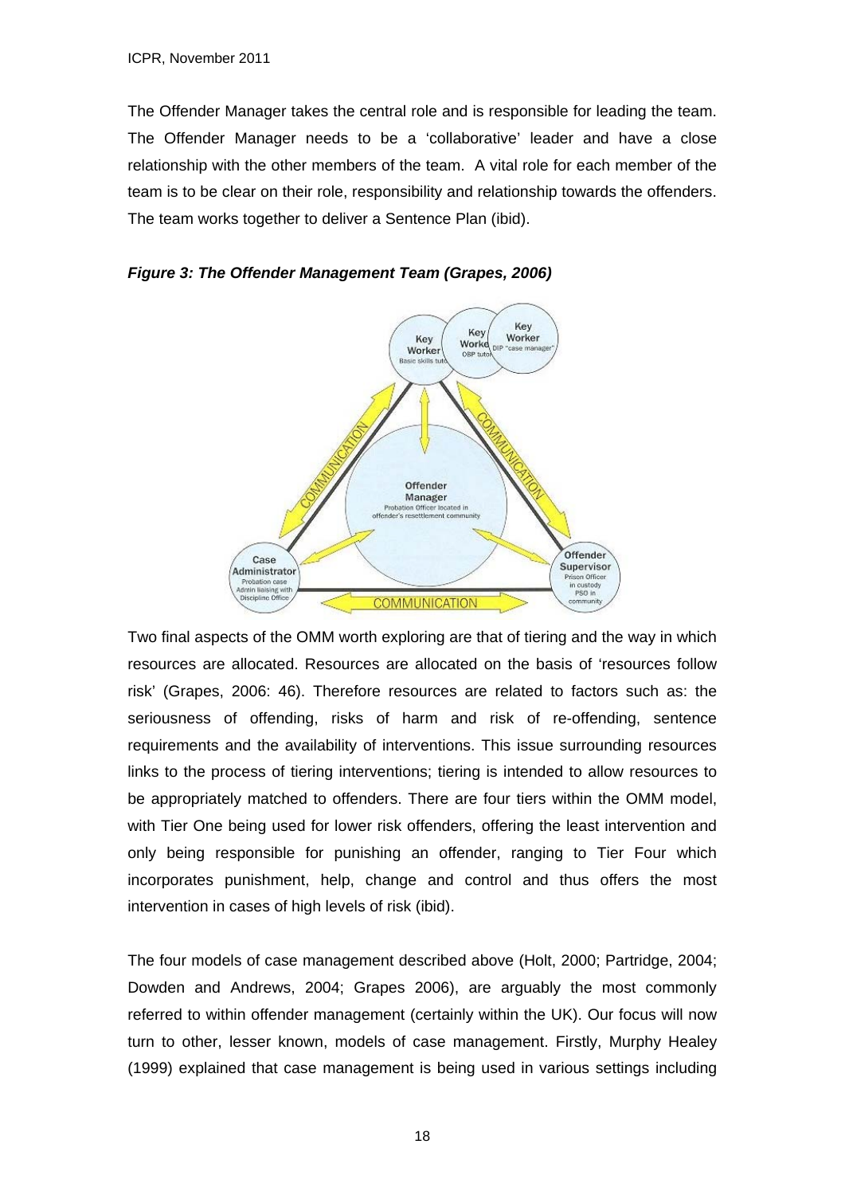The Offender Manager takes the central role and is responsible for leading the team. The Offender Manager needs to be a 'collaborative' leader and have a close relationship with the other members of the team. A vital role for each member of the team is to be clear on their role, responsibility and relationship towards the offenders. The team works together to deliver a Sentence Plan (ibid).

***Figure 3: The Offender Management Team (Grapes, 2006)***

Two final aspects of the OMM worth exploring are that of tiering and the way in which resources are allocated. Resources are allocated on the basis of 'resources follow risk' (Grapes, 2006: 46). Therefore resources are related to factors such as: the seriousness of offending, risks of harm and risk of re-offending, sentence requirements and the availability of interventions. This issue surrounding resources links to the process of tiering interventions; tiering is intended to allow resources to be appropriately matched to offenders. There are four tiers within the OMM model, with Tier One being used for lower risk offenders, offering the least intervention and only being responsible for punishing an offender, ranging to Tier Four which incorporates punishment, help, change and control and thus offers the most intervention in cases of high levels of risk (ibid).

The four models of case management described above (Holt, 2000; Partridge, 2004; Dowden and Andrews, 2004; Grapes 2006), are arguably the most commonly referred to within offender management (certainly within the UK). Our focus will now turn to other, lesser known, models of case management. Firstly, Murphy Healey (1999) explained that case management is being used in various settings including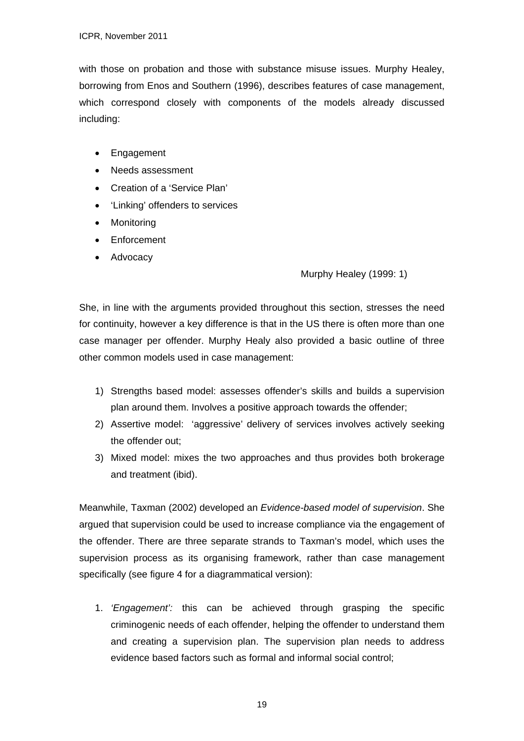with those on probation and those with substance misuse issues. Murphy Healey, borrowing from Enos and Southern (1996), describes features of case management, which correspond closely with components of the models already discussed including:

- Engagement
- Needs assessment
- Creation of a 'Service Plan'
- 'Linking' offenders to services
- Monitoring
- Enforcement
- Advocacy

Murphy Healey (1999: 1)

She, in line with the arguments provided throughout this section, stresses the need for continuity, however a key difference is that in the US there is often more than one case manager per offender. Murphy Healy also provided a basic outline of three other common models used in case management:

1) Strengths based model: assesses offender's skills and builds a supervision plan around them. Involves a positive approach towards the offender;
2) Assertive model: 'aggressive' delivery of services involves actively seeking the offender out;
3) Mixed model: mixes the two approaches and thus provides both brokerage and treatment (ibid).

Meanwhile, Taxman (2002) developed an *Evidence-based model of supervision*. She argued that supervision could be used to increase compliance via the engagement of the offender. There are three separate strands to Taxman's model, which uses the supervision process as its organising framework, rather than case management specifically (see figure 4 for a diagrammatical version):

1. *'Engagement':* this can be achieved through grasping the specific criminogenic needs of each offender, helping the offender to understand them and creating a supervision plan. The supervision plan needs to address evidence based factors such as formal and informal social control;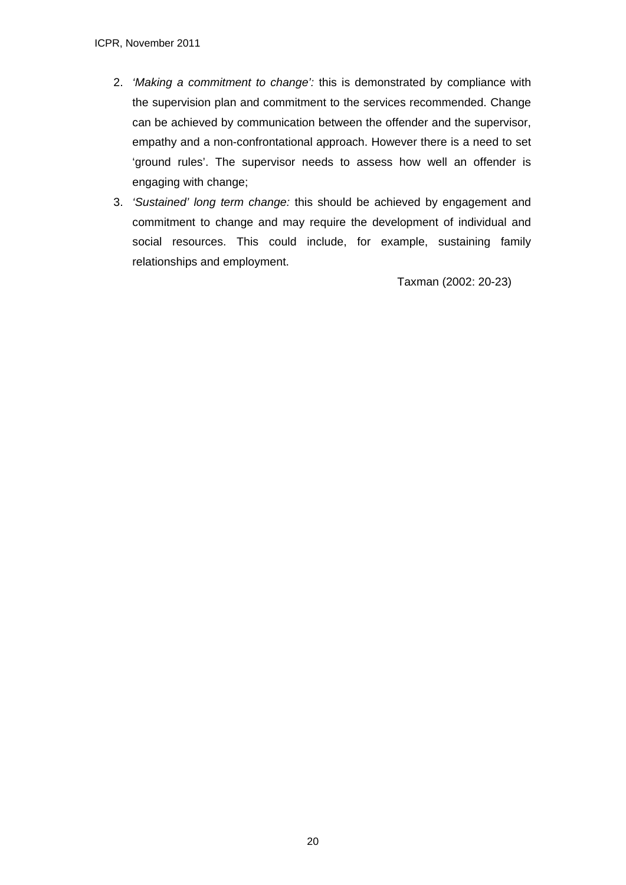2. *'Making a commitment to change':* this is demonstrated by compliance with the supervision plan and commitment to the services recommended. Change can be achieved by communication between the offender and the supervisor, empathy and a non-confrontational approach. However there is a need to set 'ground rules'. The supervisor needs to assess how well an offender is engaging with change;
3. *'Sustained' long term change:* this should be achieved by engagement and commitment to change and may require the development of individual and social resources. This could include, for example, sustaining family relationships and employment.

Taxman (2002: 20-23)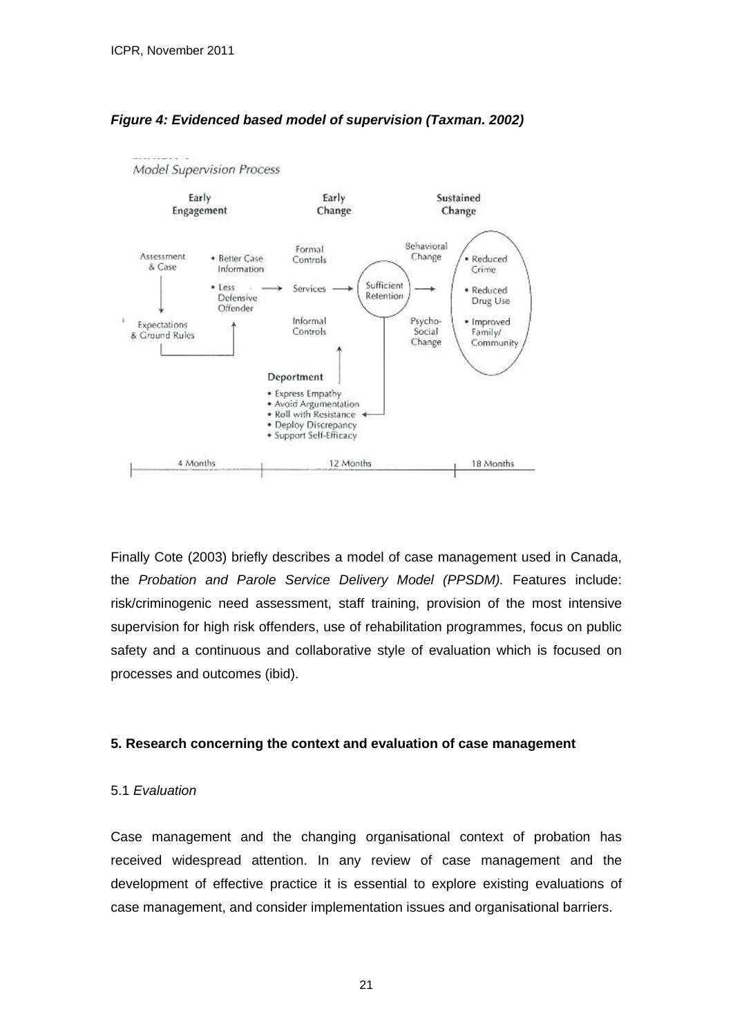*Figure 4: Evidenced based model of supervision (Taxman. 2002)*

Model Supervision Process

| Early Engagement | | Early Change | | Sustained Change |
|---|---|---|---|---|
| Assessment & Case | • Better Case Information | Formal Controls | Behavioral Change | • Reduced Crime |
| ↓ | • Less Defensive Offender → | Services → | Sufficient Retention → | • Reduced Drug Use |
| Expectations & Ground Rules | | Informal Controls | Psycho-Social Change | • Improved Family/ Community |

Deportment
- Express Empathy
- Avoid Argumentation
- Roll with Resistance
- Deploy Discrepancy
- Support Self-Efficacy

4 Months — 12 Months — 18 Months

Finally Cote (2003) briefly describes a model of case management used in Canada, the *Probation and Parole Service Delivery Model (PPSDM).* Features include: risk/criminogenic need assessment, staff training, provision of the most intensive supervision for high risk offenders, use of rehabilitation programmes, focus on public safety and a continuous and collaborative style of evaluation which is focused on processes and outcomes (ibid).

## 5. Research concerning the context and evaluation of case management

### 5.1 *Evaluation*

Case management and the changing organisational context of probation has received widespread attention. In any review of case management and the development of effective practice it is essential to explore existing evaluations of case management, and consider implementation issues and organisational barriers.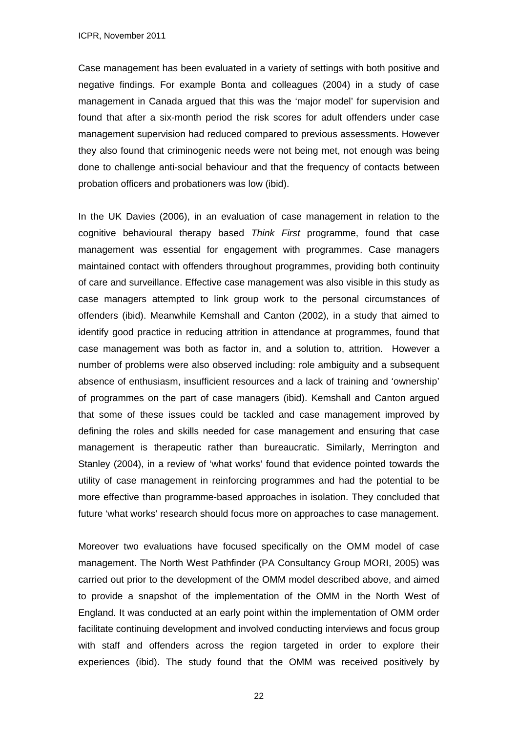Case management has been evaluated in a variety of settings with both positive and negative findings. For example Bonta and colleagues (2004) in a study of case management in Canada argued that this was the 'major model' for supervision and found that after a six-month period the risk scores for adult offenders under case management supervision had reduced compared to previous assessments. However they also found that criminogenic needs were not being met, not enough was being done to challenge anti-social behaviour and that the frequency of contacts between probation officers and probationers was low (ibid).

In the UK Davies (2006), in an evaluation of case management in relation to the cognitive behavioural therapy based *Think First* programme, found that case management was essential for engagement with programmes. Case managers maintained contact with offenders throughout programmes, providing both continuity of care and surveillance. Effective case management was also visible in this study as case managers attempted to link group work to the personal circumstances of offenders (ibid). Meanwhile Kemshall and Canton (2002), in a study that aimed to identify good practice in reducing attrition in attendance at programmes, found that case management was both as factor in, and a solution to, attrition. However a number of problems were also observed including: role ambiguity and a subsequent absence of enthusiasm, insufficient resources and a lack of training and 'ownership' of programmes on the part of case managers (ibid). Kemshall and Canton argued that some of these issues could be tackled and case management improved by defining the roles and skills needed for case management and ensuring that case management is therapeutic rather than bureaucratic. Similarly, Merrington and Stanley (2004), in a review of 'what works' found that evidence pointed towards the utility of case management in reinforcing programmes and had the potential to be more effective than programme-based approaches in isolation. They concluded that future 'what works' research should focus more on approaches to case management.

Moreover two evaluations have focused specifically on the OMM model of case management. The North West Pathfinder (PA Consultancy Group MORI, 2005) was carried out prior to the development of the OMM model described above, and aimed to provide a snapshot of the implementation of the OMM in the North West of England. It was conducted at an early point within the implementation of OMM order facilitate continuing development and involved conducting interviews and focus group with staff and offenders across the region targeted in order to explore their experiences (ibid). The study found that the OMM was received positively by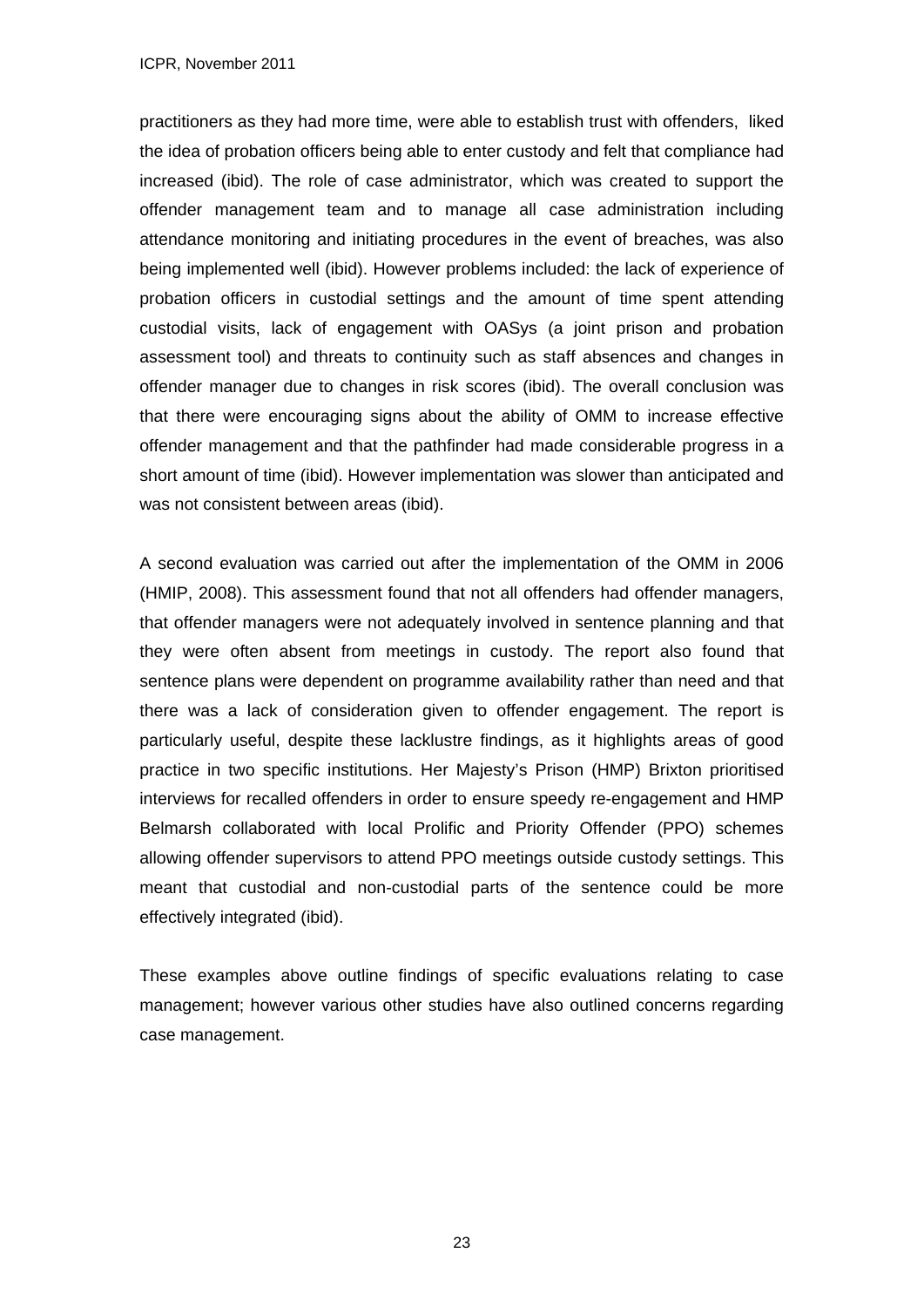practitioners as they had more time, were able to establish trust with offenders, liked the idea of probation officers being able to enter custody and felt that compliance had increased (ibid). The role of case administrator, which was created to support the offender management team and to manage all case administration including attendance monitoring and initiating procedures in the event of breaches, was also being implemented well (ibid). However problems included: the lack of experience of probation officers in custodial settings and the amount of time spent attending custodial visits, lack of engagement with OASys (a joint prison and probation assessment tool) and threats to continuity such as staff absences and changes in offender manager due to changes in risk scores (ibid). The overall conclusion was that there were encouraging signs about the ability of OMM to increase effective offender management and that the pathfinder had made considerable progress in a short amount of time (ibid). However implementation was slower than anticipated and was not consistent between areas (ibid).

A second evaluation was carried out after the implementation of the OMM in 2006 (HMIP, 2008). This assessment found that not all offenders had offender managers, that offender managers were not adequately involved in sentence planning and that they were often absent from meetings in custody. The report also found that sentence plans were dependent on programme availability rather than need and that there was a lack of consideration given to offender engagement. The report is particularly useful, despite these lacklustre findings, as it highlights areas of good practice in two specific institutions. Her Majesty's Prison (HMP) Brixton prioritised interviews for recalled offenders in order to ensure speedy re-engagement and HMP Belmarsh collaborated with local Prolific and Priority Offender (PPO) schemes allowing offender supervisors to attend PPO meetings outside custody settings. This meant that custodial and non-custodial parts of the sentence could be more effectively integrated (ibid).

These examples above outline findings of specific evaluations relating to case management; however various other studies have also outlined concerns regarding case management.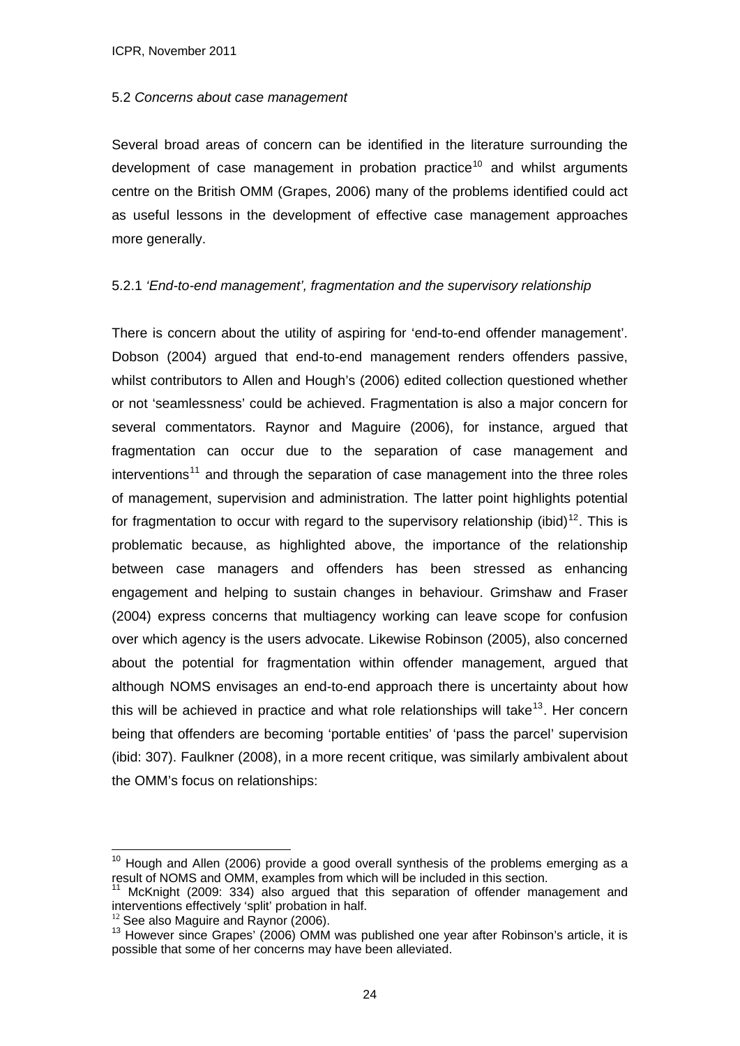5.2 *Concerns about case management*

Several broad areas of concern can be identified in the literature surrounding the development of case management in probation practice[10] and whilst arguments centre on the British OMM (Grapes, 2006) many of the problems identified could act as useful lessons in the development of effective case management approaches more generally.

5.2.1 *'End-to-end management', fragmentation and the supervisory relationship*

There is concern about the utility of aspiring for 'end-to-end offender management'. Dobson (2004) argued that end-to-end management renders offenders passive, whilst contributors to Allen and Hough's (2006) edited collection questioned whether or not 'seamlessness' could be achieved. Fragmentation is also a major concern for several commentators. Raynor and Maguire (2006), for instance, argued that fragmentation can occur due to the separation of case management and interventions[11] and through the separation of case management into the three roles of management, supervision and administration. The latter point highlights potential for fragmentation to occur with regard to the supervisory relationship (ibid)[12]. This is problematic because, as highlighted above, the importance of the relationship between case managers and offenders has been stressed as enhancing engagement and helping to sustain changes in behaviour. Grimshaw and Fraser (2004) express concerns that multiagency working can leave scope for confusion over which agency is the users advocate. Likewise Robinson (2005), also concerned about the potential for fragmentation within offender management, argued that although NOMS envisages an end-to-end approach there is uncertainty about how this will be achieved in practice and what role relationships will take[13]. Her concern being that offenders are becoming 'portable entities' of 'pass the parcel' supervision (ibid: 307). Faulkner (2008), in a more recent critique, was similarly ambivalent about the OMM's focus on relationships:

---

[10] Hough and Allen (2006) provide a good overall synthesis of the problems emerging as a result of NOMS and OMM, examples from which will be included in this section.

[11] McKnight (2009: 334) also argued that this separation of offender management and interventions effectively 'split' probation in half.

[12] See also Maguire and Raynor (2006).

[13] However since Grapes' (2006) OMM was published one year after Robinson's article, it is possible that some of her concerns may have been alleviated.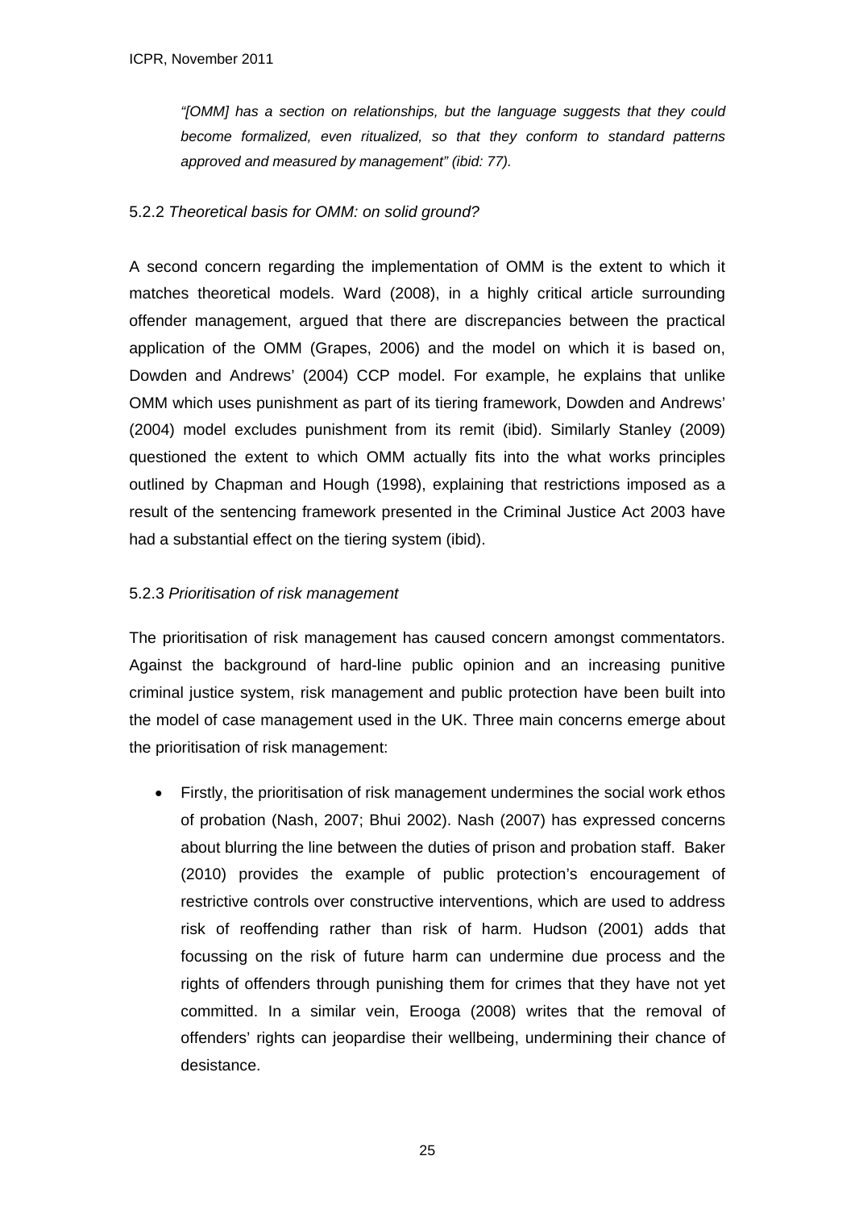> *"[OMM] has a section on relationships, but the language suggests that they could become formalized, even ritualized, so that they conform to standard patterns approved and measured by management" (ibid: 77).*

### 5.2.2 *Theoretical basis for OMM: on solid ground?*

A second concern regarding the implementation of OMM is the extent to which it matches theoretical models. Ward (2008), in a highly critical article surrounding offender management, argued that there are discrepancies between the practical application of the OMM (Grapes, 2006) and the model on which it is based on, Dowden and Andrews' (2004) CCP model. For example, he explains that unlike OMM which uses punishment as part of its tiering framework, Dowden and Andrews' (2004) model excludes punishment from its remit (ibid). Similarly Stanley (2009) questioned the extent to which OMM actually fits into the what works principles outlined by Chapman and Hough (1998), explaining that restrictions imposed as a result of the sentencing framework presented in the Criminal Justice Act 2003 have had a substantial effect on the tiering system (ibid).

### 5.2.3 *Prioritisation of risk management*

The prioritisation of risk management has caused concern amongst commentators. Against the background of hard-line public opinion and an increasing punitive criminal justice system, risk management and public protection have been built into the model of case management used in the UK. Three main concerns emerge about the prioritisation of risk management:

- Firstly, the prioritisation of risk management undermines the social work ethos of probation (Nash, 2007; Bhui 2002). Nash (2007) has expressed concerns about blurring the line between the duties of prison and probation staff. Baker (2010) provides the example of public protection's encouragement of restrictive controls over constructive interventions, which are used to address risk of reoffending rather than risk of harm. Hudson (2001) adds that focussing on the risk of future harm can undermine due process and the rights of offenders through punishing them for crimes that they have not yet committed. In a similar vein, Erooga (2008) writes that the removal of offenders' rights can jeopardise their wellbeing, undermining their chance of desistance.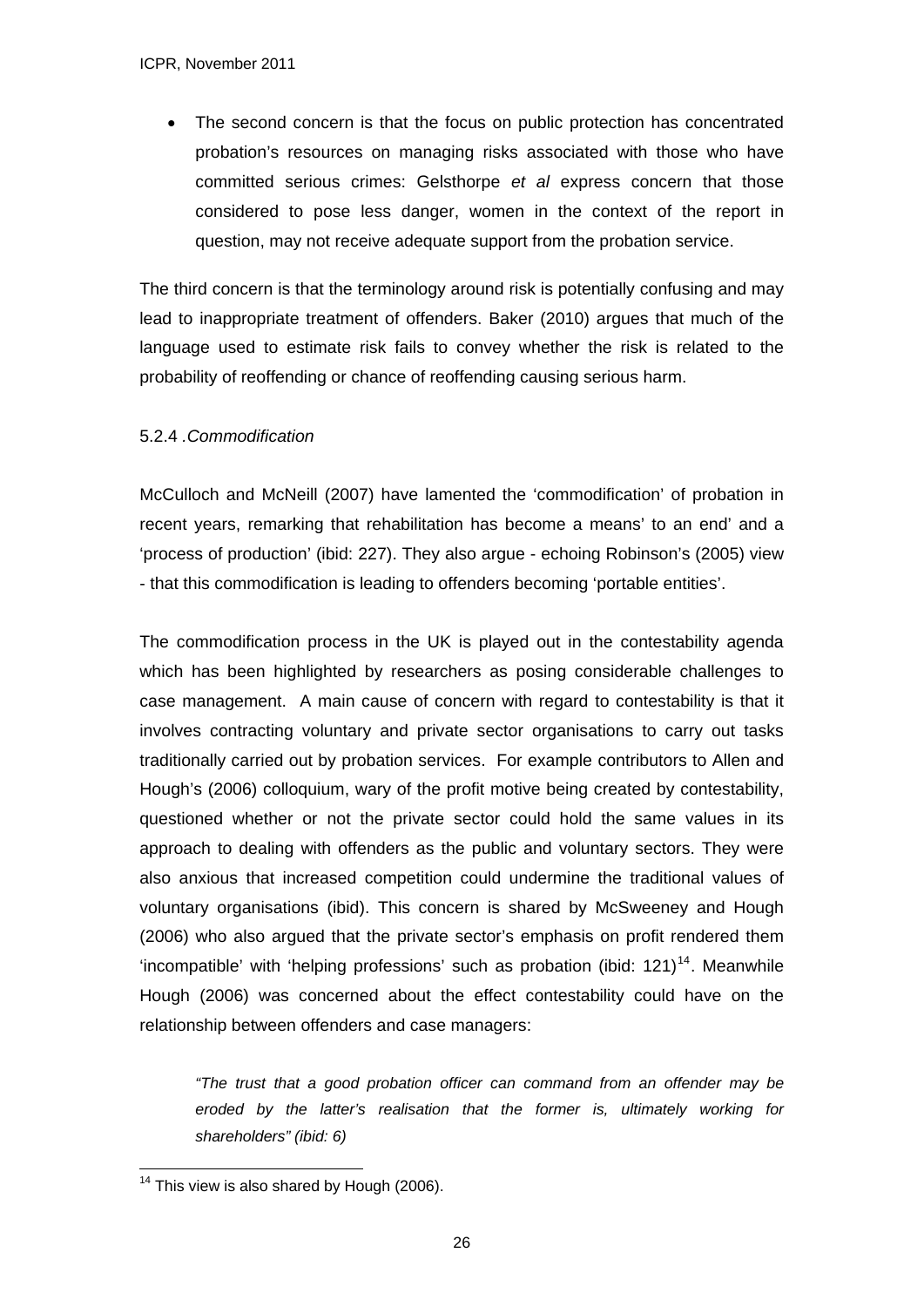- The second concern is that the focus on public protection has concentrated probation's resources on managing risks associated with those who have committed serious crimes: Gelsthorpe *et al* express concern that those considered to pose less danger, women in the context of the report in question, may not receive adequate support from the probation service.

The third concern is that the terminology around risk is potentially confusing and may lead to inappropriate treatment of offenders. Baker (2010) argues that much of the language used to estimate risk fails to convey whether the risk is related to the probability of reoffending or chance of reoffending causing serious harm.

5.2.4 .*Commodification*

McCulloch and McNeill (2007) have lamented the 'commodification' of probation in recent years, remarking that rehabilitation has become a means' to an end' and a 'process of production' (ibid: 227). They also argue - echoing Robinson's (2005) view - that this commodification is leading to offenders becoming 'portable entities'.

The commodification process in the UK is played out in the contestability agenda which has been highlighted by researchers as posing considerable challenges to case management. A main cause of concern with regard to contestability is that it involves contracting voluntary and private sector organisations to carry out tasks traditionally carried out by probation services. For example contributors to Allen and Hough's (2006) colloquium, wary of the profit motive being created by contestability, questioned whether or not the private sector could hold the same values in its approach to dealing with offenders as the public and voluntary sectors. They were also anxious that increased competition could undermine the traditional values of voluntary organisations (ibid). This concern is shared by McSweeney and Hough (2006) who also argued that the private sector's emphasis on profit rendered them 'incompatible' with 'helping professions' such as probation (ibid: 121)[14]. Meanwhile Hough (2006) was concerned about the effect contestability could have on the relationship between offenders and case managers:

> *"The trust that a good probation officer can command from an offender may be eroded by the latter's realisation that the former is, ultimately working for shareholders" (ibid: 6)*

[14] This view is also shared by Hough (2006).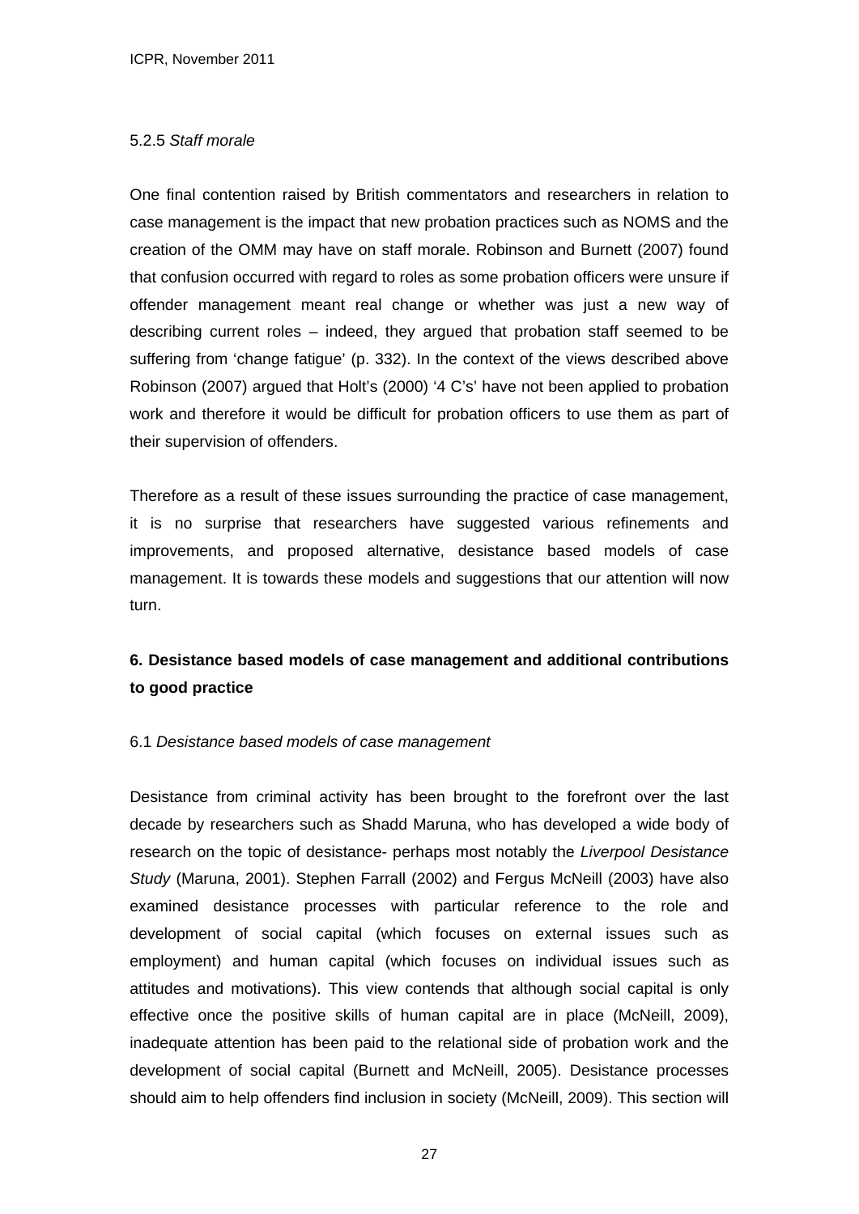5.2.5 *Staff morale*

One final contention raised by British commentators and researchers in relation to case management is the impact that new probation practices such as NOMS and the creation of the OMM may have on staff morale. Robinson and Burnett (2007) found that confusion occurred with regard to roles as some probation officers were unsure if offender management meant real change or whether was just a new way of describing current roles – indeed, they argued that probation staff seemed to be suffering from 'change fatigue' (p. 332). In the context of the views described above Robinson (2007) argued that Holt's (2000) '4 C's' have not been applied to probation work and therefore it would be difficult for probation officers to use them as part of their supervision of offenders.

Therefore as a result of these issues surrounding the practice of case management, it is no surprise that researchers have suggested various refinements and improvements, and proposed alternative, desistance based models of case management. It is towards these models and suggestions that our attention will now turn.

## 6. Desistance based models of case management and additional contributions to good practice

6.1 *Desistance based models of case management*

Desistance from criminal activity has been brought to the forefront over the last decade by researchers such as Shadd Maruna, who has developed a wide body of research on the topic of desistance- perhaps most notably the *Liverpool Desistance Study* (Maruna, 2001). Stephen Farrall (2002) and Fergus McNeill (2003) have also examined desistance processes with particular reference to the role and development of social capital (which focuses on external issues such as employment) and human capital (which focuses on individual issues such as attitudes and motivations). This view contends that although social capital is only effective once the positive skills of human capital are in place (McNeill, 2009), inadequate attention has been paid to the relational side of probation work and the development of social capital (Burnett and McNeill, 2005). Desistance processes should aim to help offenders find inclusion in society (McNeill, 2009). This section will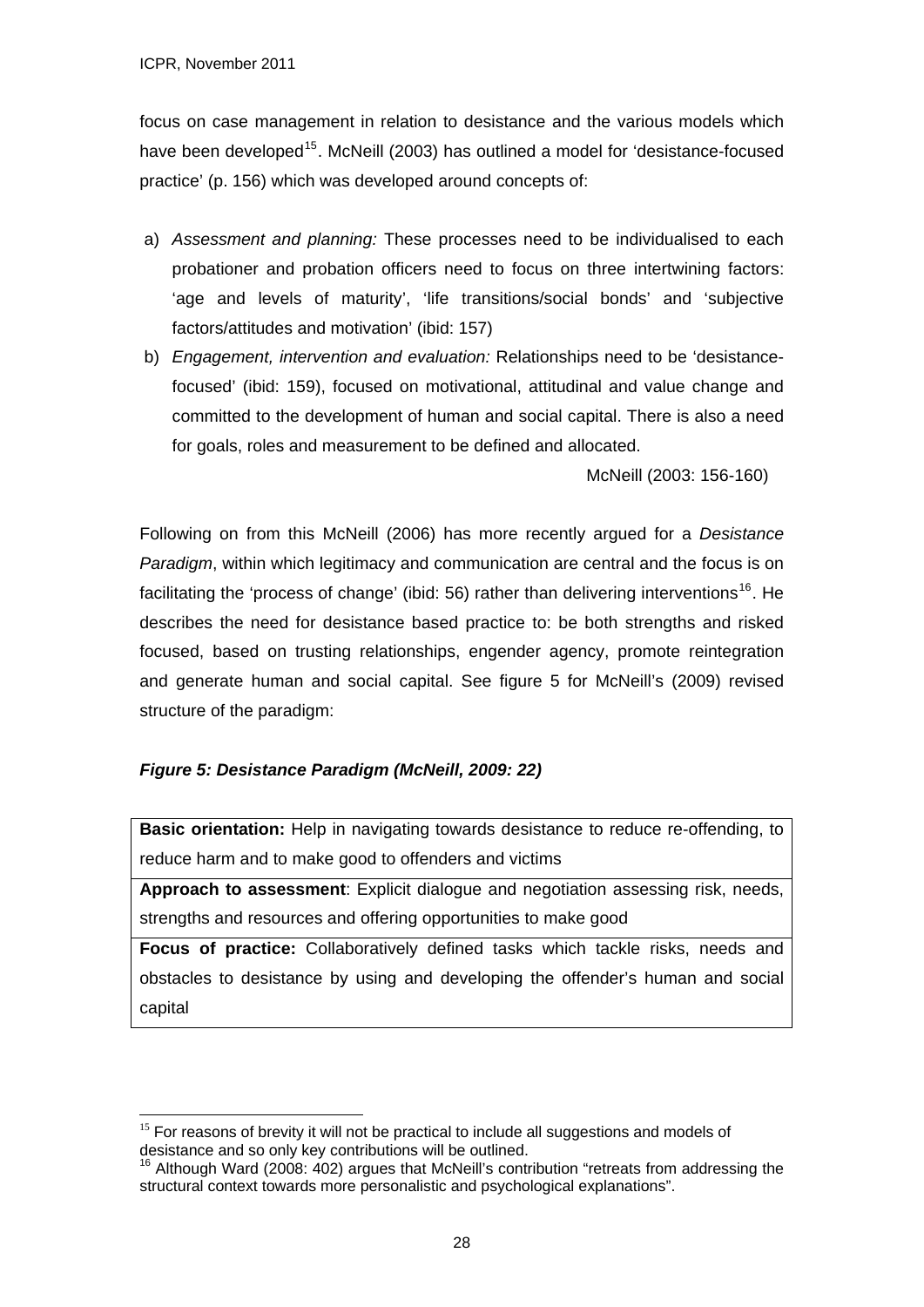focus on case management in relation to desistance and the various models which have been developed[15]. McNeill (2003) has outlined a model for 'desistance-focused practice' (p. 156) which was developed around concepts of:

a) *Assessment and planning:* These processes need to be individualised to each probationer and probation officers need to focus on three intertwining factors: 'age and levels of maturity', 'life transitions/social bonds' and 'subjective factors/attitudes and motivation' (ibid: 157)
b) *Engagement, intervention and evaluation:* Relationships need to be 'desistance-focused' (ibid: 159), focused on motivational, attitudinal and value change and committed to the development of human and social capital. There is also a need for goals, roles and measurement to be defined and allocated.

McNeill (2003: 156-160)

Following on from this McNeill (2006) has more recently argued for a *Desistance Paradigm*, within which legitimacy and communication are central and the focus is on facilitating the 'process of change' (ibid: 56) rather than delivering interventions[16]. He describes the need for desistance based practice to: be both strengths and risked focused, based on trusting relationships, engender agency, promote reintegration and generate human and social capital. See figure 5 for McNeill's (2009) revised structure of the paradigm:

***Figure 5: Desistance Paradigm (McNeill, 2009: 22)***

| |
|---|
| **Basic orientation:** Help in navigating towards desistance to reduce re-offending, to reduce harm and to make good to offenders and victims |
| **Approach to assessment**: Explicit dialogue and negotiation assessing risk, needs, strengths and resources and offering opportunities to make good |
| **Focus of practice:** Collaboratively defined tasks which tackle risks, needs and obstacles to desistance by using and developing the offender's human and social capital |

[15] For reasons of brevity it will not be practical to include all suggestions and models of desistance and so only key contributions will be outlined.

[16] Although Ward (2008: 402) argues that McNeill's contribution "retreats from addressing the structural context towards more personalistic and psychological explanations".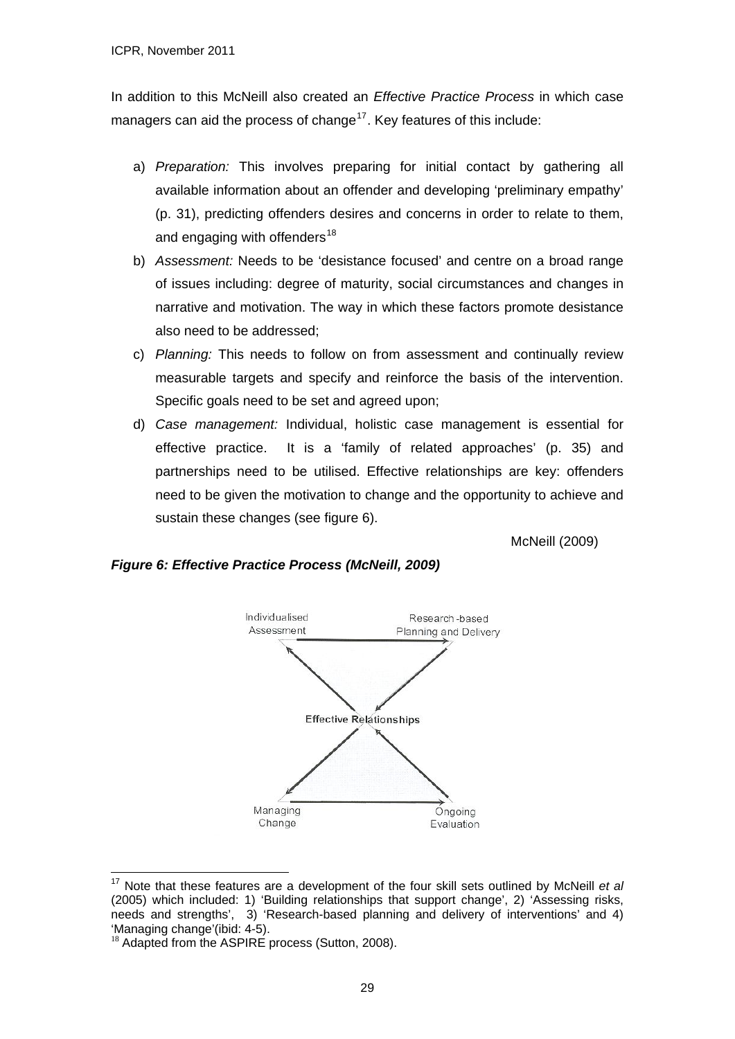In addition to this McNeill also created an *Effective Practice Process* in which case managers can aid the process of change[17]. Key features of this include:

a) *Preparation:* This involves preparing for initial contact by gathering all available information about an offender and developing 'preliminary empathy' (p. 31), predicting offenders desires and concerns in order to relate to them, and engaging with offenders[18]

b) *Assessment:* Needs to be 'desistance focused' and centre on a broad range of issues including: degree of maturity, social circumstances and changes in narrative and motivation. The way in which these factors promote desistance also need to be addressed;

c) *Planning:* This needs to follow on from assessment and continually review measurable targets and specify and reinforce the basis of the intervention. Specific goals need to be set and agreed upon;

d) *Case management:* Individual, holistic case management is essential for effective practice. It is a 'family of related approaches' (p. 35) and partnerships need to be utilised. Effective relationships are key: offenders need to be given the motivation to change and the opportunity to achieve and sustain these changes (see figure 6).

McNeill (2009)

***Figure 6: Effective Practice Process (McNeill, 2009)***

Individualised Assessment → Research-based Planning and Delivery → Effective Relationships → Managing Change → Ongoing Evaluation → Effective Relationships → Individualised Assessment

---

[17] Note that these features are a development of the four skill sets outlined by McNeill *et al* (2005) which included: 1) 'Building relationships that support change', 2) 'Assessing risks, needs and strengths', 3) 'Research-based planning and delivery of interventions' and 4) 'Managing change'(ibid: 4-5).

[18] Adapted from the ASPIRE process (Sutton, 2008).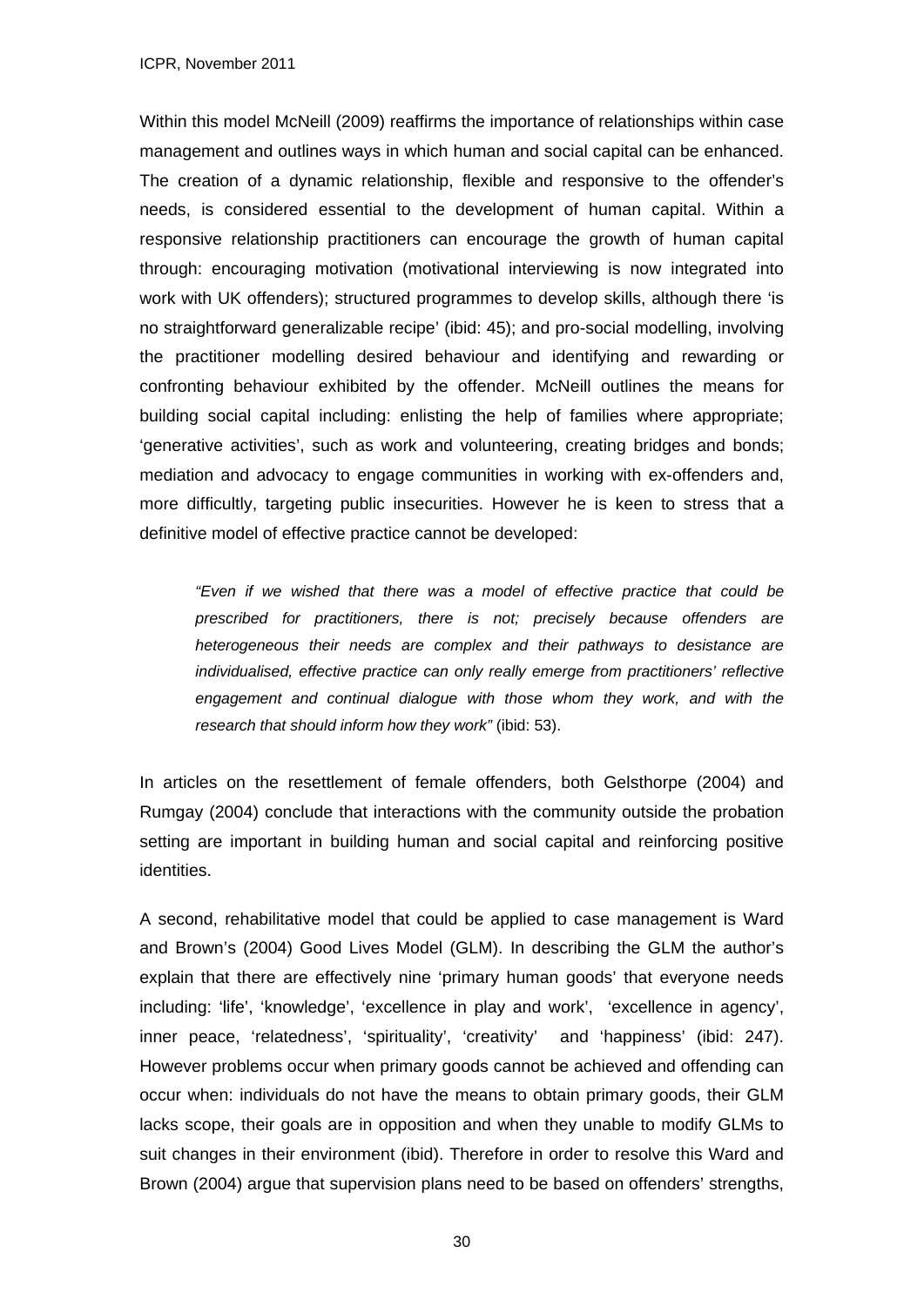Within this model McNeill (2009) reaffirms the importance of relationships within case management and outlines ways in which human and social capital can be enhanced. The creation of a dynamic relationship, flexible and responsive to the offender's needs, is considered essential to the development of human capital. Within a responsive relationship practitioners can encourage the growth of human capital through: encouraging motivation (motivational interviewing is now integrated into work with UK offenders); structured programmes to develop skills, although there 'is no straightforward generalizable recipe' (ibid: 45); and pro-social modelling, involving the practitioner modelling desired behaviour and identifying and rewarding or confronting behaviour exhibited by the offender. McNeill outlines the means for building social capital including: enlisting the help of families where appropriate; 'generative activities', such as work and volunteering, creating bridges and bonds; mediation and advocacy to engage communities in working with ex-offenders and, more difficultly, targeting public insecurities. However he is keen to stress that a definitive model of effective practice cannot be developed:

> *"Even if we wished that there was a model of effective practice that could be prescribed for practitioners, there is not; precisely because offenders are heterogeneous their needs are complex and their pathways to desistance are individualised, effective practice can only really emerge from practitioners' reflective engagement and continual dialogue with those whom they work, and with the research that should inform how they work"* (ibid: 53).

In articles on the resettlement of female offenders, both Gelsthorpe (2004) and Rumgay (2004) conclude that interactions with the community outside the probation setting are important in building human and social capital and reinforcing positive identities.

A second, rehabilitative model that could be applied to case management is Ward and Brown's (2004) Good Lives Model (GLM). In describing the GLM the author's explain that there are effectively nine 'primary human goods' that everyone needs including: 'life', 'knowledge', 'excellence in play and work', 'excellence in agency', inner peace, 'relatedness', 'spirituality', 'creativity' and 'happiness' (ibid: 247). However problems occur when primary goods cannot be achieved and offending can occur when: individuals do not have the means to obtain primary goods, their GLM lacks scope, their goals are in opposition and when they unable to modify GLMs to suit changes in their environment (ibid). Therefore in order to resolve this Ward and Brown (2004) argue that supervision plans need to be based on offenders' strengths,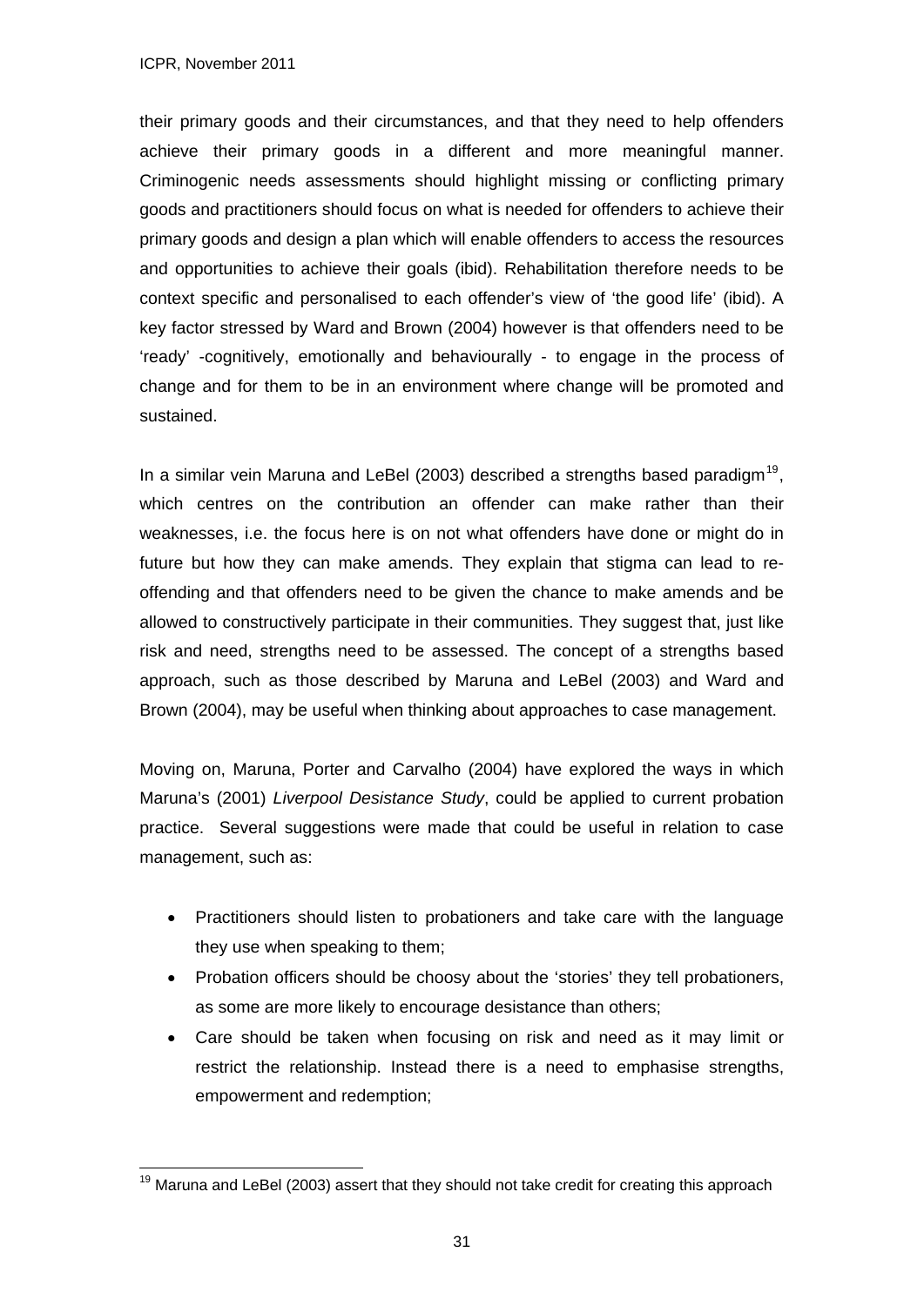their primary goods and their circumstances, and that they need to help offenders achieve their primary goods in a different and more meaningful manner. Criminogenic needs assessments should highlight missing or conflicting primary goods and practitioners should focus on what is needed for offenders to achieve their primary goods and design a plan which will enable offenders to access the resources and opportunities to achieve their goals (ibid). Rehabilitation therefore needs to be context specific and personalised to each offender's view of 'the good life' (ibid). A key factor stressed by Ward and Brown (2004) however is that offenders need to be 'ready' -cognitively, emotionally and behaviourally - to engage in the process of change and for them to be in an environment where change will be promoted and sustained.

In a similar vein Maruna and LeBel (2003) described a strengths based paradigm[19], which centres on the contribution an offender can make rather than their weaknesses, i.e. the focus here is on not what offenders have done or might do in future but how they can make amends. They explain that stigma can lead to re-offending and that offenders need to be given the chance to make amends and be allowed to constructively participate in their communities. They suggest that, just like risk and need, strengths need to be assessed. The concept of a strengths based approach, such as those described by Maruna and LeBel (2003) and Ward and Brown (2004), may be useful when thinking about approaches to case management.

Moving on, Maruna, Porter and Carvalho (2004) have explored the ways in which Maruna's (2001) *Liverpool Desistance Study*, could be applied to current probation practice. Several suggestions were made that could be useful in relation to case management, such as:

- Practitioners should listen to probationers and take care with the language they use when speaking to them;
- Probation officers should be choosy about the 'stories' they tell probationers, as some are more likely to encourage desistance than others;
- Care should be taken when focusing on risk and need as it may limit or restrict the relationship. Instead there is a need to emphasise strengths, empowerment and redemption;

[19] Maruna and LeBel (2003) assert that they should not take credit for creating this approach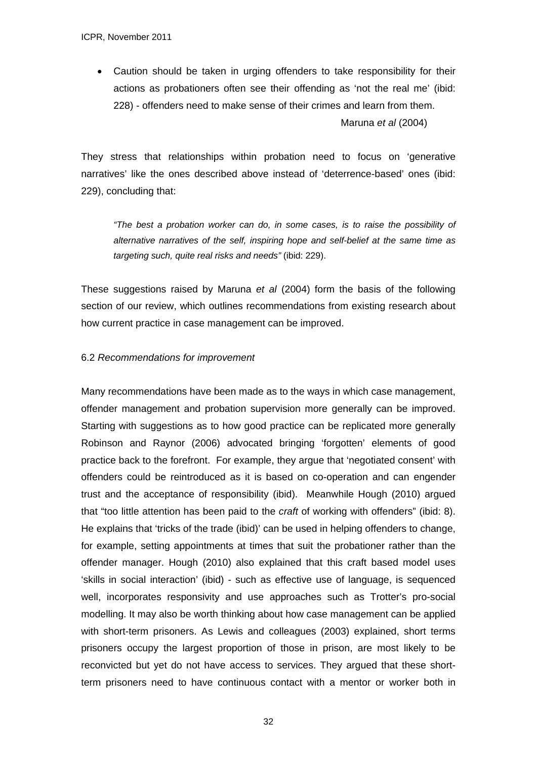- Caution should be taken in urging offenders to take responsibility for their actions as probationers often see their offending as 'not the real me' (ibid: 228) - offenders need to make sense of their crimes and learn from them.

  Maruna *et al* (2004)

They stress that relationships within probation need to focus on 'generative narratives' like the ones described above instead of 'deterrence-based' ones (ibid: 229), concluding that:

> *"The best a probation worker can do, in some cases, is to raise the possibility of alternative narratives of the self, inspiring hope and self-belief at the same time as targeting such, quite real risks and needs"* (ibid: 229).

These suggestions raised by Maruna *et al* (2004) form the basis of the following section of our review, which outlines recommendations from existing research about how current practice in case management can be improved.

6.2 *Recommendations for improvement*

Many recommendations have been made as to the ways in which case management, offender management and probation supervision more generally can be improved. Starting with suggestions as to how good practice can be replicated more generally Robinson and Raynor (2006) advocated bringing 'forgotten' elements of good practice back to the forefront. For example, they argue that 'negotiated consent' with offenders could be reintroduced as it is based on co-operation and can engender trust and the acceptance of responsibility (ibid). Meanwhile Hough (2010) argued that "too little attention has been paid to the *craft* of working with offenders" (ibid: 8). He explains that 'tricks of the trade (ibid)' can be used in helping offenders to change, for example, setting appointments at times that suit the probationer rather than the offender manager. Hough (2010) also explained that this craft based model uses 'skills in social interaction' (ibid) - such as effective use of language, is sequenced well, incorporates responsivity and use approaches such as Trotter's pro-social modelling. It may also be worth thinking about how case management can be applied with short-term prisoners. As Lewis and colleagues (2003) explained, short terms prisoners occupy the largest proportion of those in prison, are most likely to be reconvicted but yet do not have access to services. They argued that these short-term prisoners need to have continuous contact with a mentor or worker both in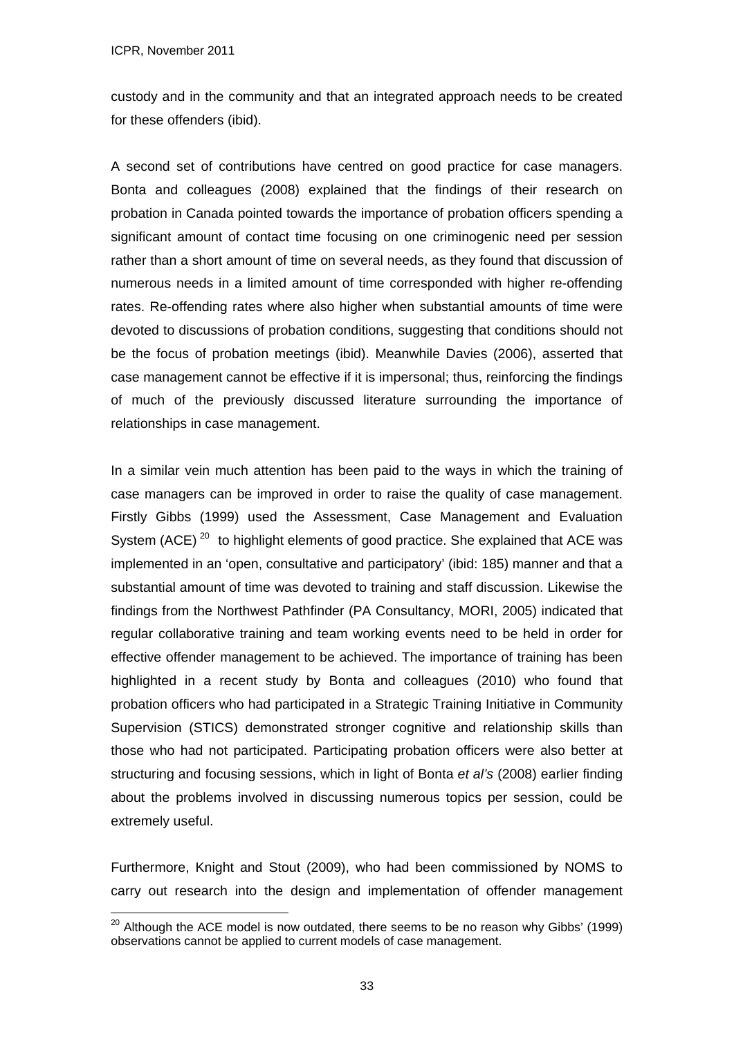custody and in the community and that an integrated approach needs to be created for these offenders (ibid).

A second set of contributions have centred on good practice for case managers. Bonta and colleagues (2008) explained that the findings of their research on probation in Canada pointed towards the importance of probation officers spending a significant amount of contact time focusing on one criminogenic need per session rather than a short amount of time on several needs, as they found that discussion of numerous needs in a limited amount of time corresponded with higher re-offending rates. Re-offending rates where also higher when substantial amounts of time were devoted to discussions of probation conditions, suggesting that conditions should not be the focus of probation meetings (ibid). Meanwhile Davies (2006), asserted that case management cannot be effective if it is impersonal; thus, reinforcing the findings of much of the previously discussed literature surrounding the importance of relationships in case management.

In a similar vein much attention has been paid to the ways in which the training of case managers can be improved in order to raise the quality of case management. Firstly Gibbs (1999) used the Assessment, Case Management and Evaluation System (ACE) [20] to highlight elements of good practice. She explained that ACE was implemented in an 'open, consultative and participatory' (ibid: 185) manner and that a substantial amount of time was devoted to training and staff discussion. Likewise the findings from the Northwest Pathfinder (PA Consultancy, MORI, 2005) indicated that regular collaborative training and team working events need to be held in order for effective offender management to be achieved. The importance of training has been highlighted in a recent study by Bonta and colleagues (2010) who found that probation officers who had participated in a Strategic Training Initiative in Community Supervision (STICS) demonstrated stronger cognitive and relationship skills than those who had not participated. Participating probation officers were also better at structuring and focusing sessions, which in light of Bonta *et al's* (2008) earlier finding about the problems involved in discussing numerous topics per session, could be extremely useful.

Furthermore, Knight and Stout (2009), who had been commissioned by NOMS to carry out research into the design and implementation of offender management

[20] Although the ACE model is now outdated, there seems to be no reason why Gibbs' (1999) observations cannot be applied to current models of case management.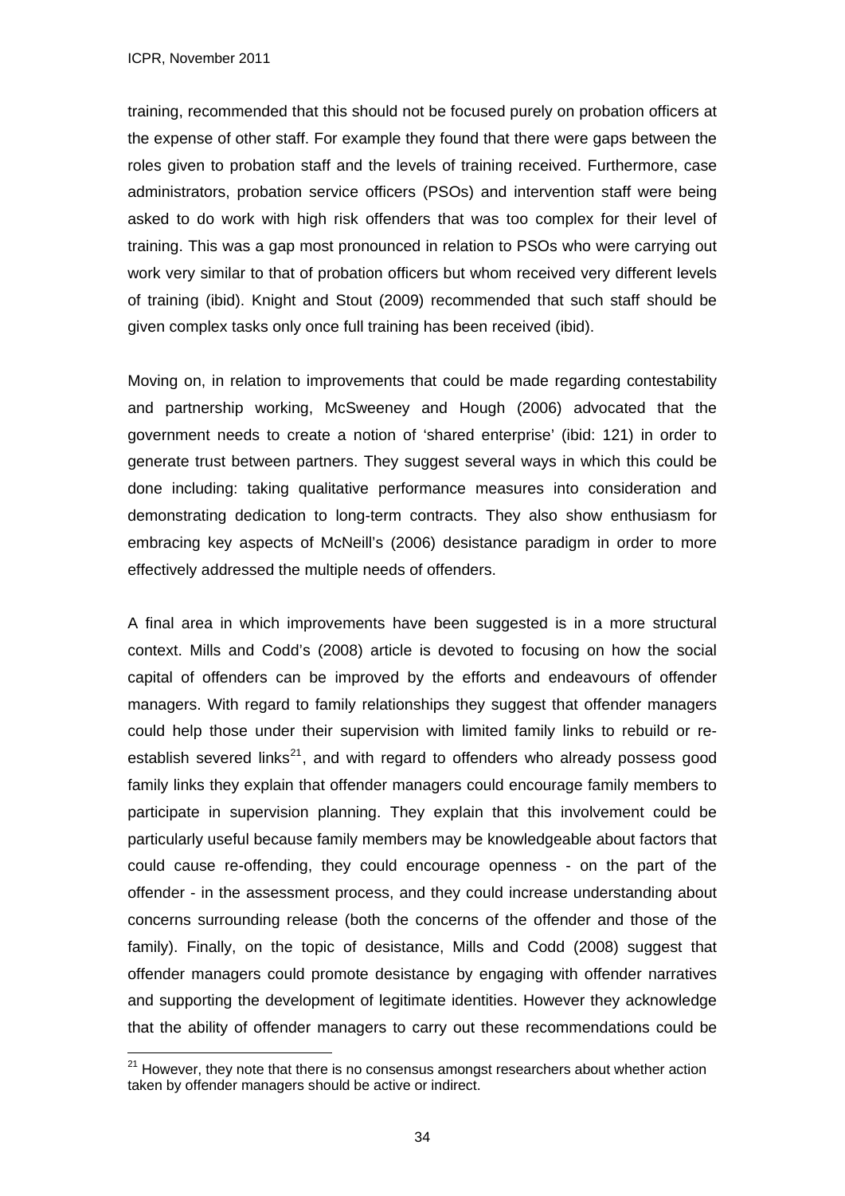training, recommended that this should not be focused purely on probation officers at the expense of other staff. For example they found that there were gaps between the roles given to probation staff and the levels of training received. Furthermore, case administrators, probation service officers (PSOs) and intervention staff were being asked to do work with high risk offenders that was too complex for their level of training. This was a gap most pronounced in relation to PSOs who were carrying out work very similar to that of probation officers but whom received very different levels of training (ibid). Knight and Stout (2009) recommended that such staff should be given complex tasks only once full training has been received (ibid).

Moving on, in relation to improvements that could be made regarding contestability and partnership working, McSweeney and Hough (2006) advocated that the government needs to create a notion of 'shared enterprise' (ibid: 121) in order to generate trust between partners. They suggest several ways in which this could be done including: taking qualitative performance measures into consideration and demonstrating dedication to long-term contracts. They also show enthusiasm for embracing key aspects of McNeill's (2006) desistance paradigm in order to more effectively addressed the multiple needs of offenders.

A final area in which improvements have been suggested is in a more structural context. Mills and Codd's (2008) article is devoted to focusing on how the social capital of offenders can be improved by the efforts and endeavours of offender managers. With regard to family relationships they suggest that offender managers could help those under their supervision with limited family links to rebuild or re-establish severed links[21], and with regard to offenders who already possess good family links they explain that offender managers could encourage family members to participate in supervision planning. They explain that this involvement could be particularly useful because family members may be knowledgeable about factors that could cause re-offending, they could encourage openness - on the part of the offender - in the assessment process, and they could increase understanding about concerns surrounding release (both the concerns of the offender and those of the family). Finally, on the topic of desistance, Mills and Codd (2008) suggest that offender managers could promote desistance by engaging with offender narratives and supporting the development of legitimate identities. However they acknowledge that the ability of offender managers to carry out these recommendations could be

[21] However, they note that there is no consensus amongst researchers about whether action taken by offender managers should be active or indirect.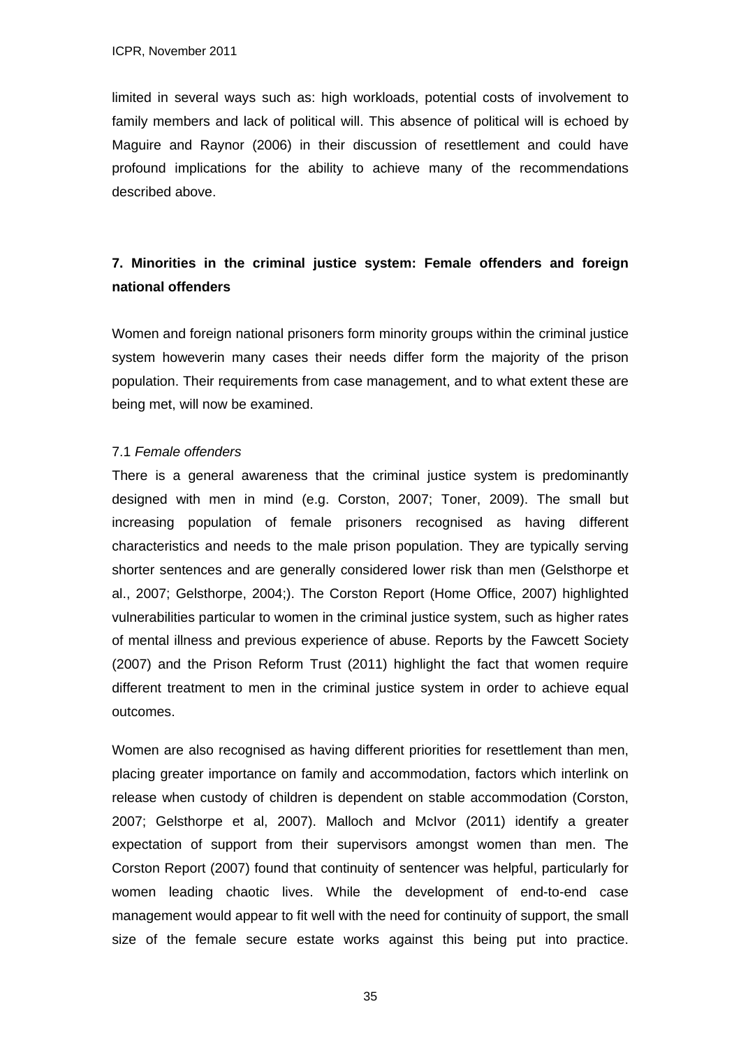limited in several ways such as: high workloads, potential costs of involvement to family members and lack of political will. This absence of political will is echoed by Maguire and Raynor (2006) in their discussion of resettlement and could have profound implications for the ability to achieve many of the recommendations described above.

## 7. Minorities in the criminal justice system: Female offenders and foreign national offenders

Women and foreign national prisoners form minority groups within the criminal justice system howeverin many cases their needs differ form the majority of the prison population. Their requirements from case management, and to what extent these are being met, will now be examined.

### 7.1 *Female offenders*

There is a general awareness that the criminal justice system is predominantly designed with men in mind (e.g. Corston, 2007; Toner, 2009). The small but increasing population of female prisoners recognised as having different characteristics and needs to the male prison population. They are typically serving shorter sentences and are generally considered lower risk than men (Gelsthorpe et al., 2007; Gelsthorpe, 2004;). The Corston Report (Home Office, 2007) highlighted vulnerabilities particular to women in the criminal justice system, such as higher rates of mental illness and previous experience of abuse. Reports by the Fawcett Society (2007) and the Prison Reform Trust (2011) highlight the fact that women require different treatment to men in the criminal justice system in order to achieve equal outcomes.

Women are also recognised as having different priorities for resettlement than men, placing greater importance on family and accommodation, factors which interlink on release when custody of children is dependent on stable accommodation (Corston, 2007; Gelsthorpe et al, 2007). Malloch and McIvor (2011) identify a greater expectation of support from their supervisors amongst women than men. The Corston Report (2007) found that continuity of sentencer was helpful, particularly for women leading chaotic lives. While the development of end-to-end case management would appear to fit well with the need for continuity of support, the small size of the female secure estate works against this being put into practice.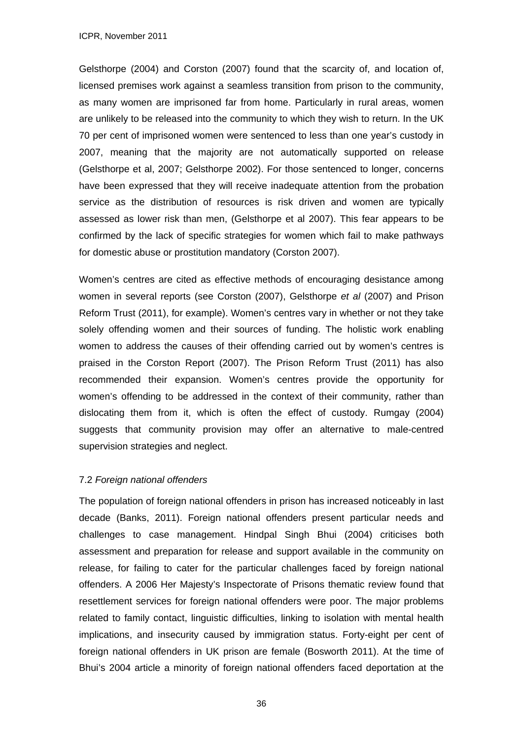Gelsthorpe (2004) and Corston (2007) found that the scarcity of, and location of, licensed premises work against a seamless transition from prison to the community, as many women are imprisoned far from home. Particularly in rural areas, women are unlikely to be released into the community to which they wish to return. In the UK 70 per cent of imprisoned women were sentenced to less than one year's custody in 2007, meaning that the majority are not automatically supported on release (Gelsthorpe et al, 2007; Gelsthorpe 2002). For those sentenced to longer, concerns have been expressed that they will receive inadequate attention from the probation service as the distribution of resources is risk driven and women are typically assessed as lower risk than men, (Gelsthorpe et al 2007). This fear appears to be confirmed by the lack of specific strategies for women which fail to make pathways for domestic abuse or prostitution mandatory (Corston 2007).

Women's centres are cited as effective methods of encouraging desistance among women in several reports (see Corston (2007), Gelsthorpe *et al* (2007) and Prison Reform Trust (2011), for example). Women's centres vary in whether or not they take solely offending women and their sources of funding. The holistic work enabling women to address the causes of their offending carried out by women's centres is praised in the Corston Report (2007). The Prison Reform Trust (2011) has also recommended their expansion. Women's centres provide the opportunity for women's offending to be addressed in the context of their community, rather than dislocating them from it, which is often the effect of custody. Rumgay (2004) suggests that community provision may offer an alternative to male-centred supervision strategies and neglect.

### 7.2 *Foreign national offenders*

The population of foreign national offenders in prison has increased noticeably in last decade (Banks, 2011). Foreign national offenders present particular needs and challenges to case management. Hindpal Singh Bhui (2004) criticises both assessment and preparation for release and support available in the community on release, for failing to cater for the particular challenges faced by foreign national offenders. A 2006 Her Majesty's Inspectorate of Prisons thematic review found that resettlement services for foreign national offenders were poor. The major problems related to family contact, linguistic difficulties, linking to isolation with mental health implications, and insecurity caused by immigration status. Forty-eight per cent of foreign national offenders in UK prison are female (Bosworth 2011). At the time of Bhui's 2004 article a minority of foreign national offenders faced deportation at the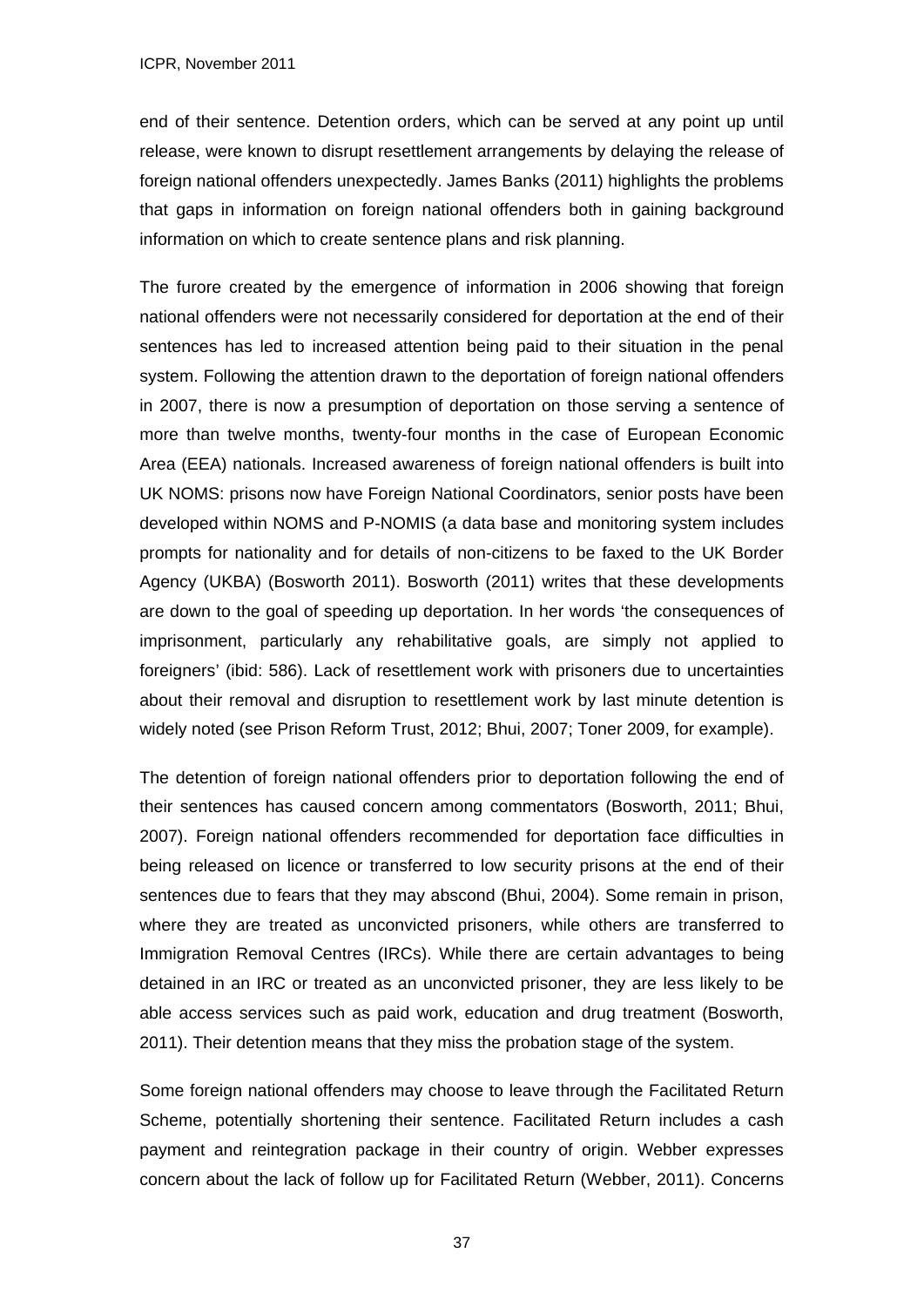end of their sentence. Detention orders, which can be served at any point up until release, were known to disrupt resettlement arrangements by delaying the release of foreign national offenders unexpectedly. James Banks (2011) highlights the problems that gaps in information on foreign national offenders both in gaining background information on which to create sentence plans and risk planning.

The furore created by the emergence of information in 2006 showing that foreign national offenders were not necessarily considered for deportation at the end of their sentences has led to increased attention being paid to their situation in the penal system. Following the attention drawn to the deportation of foreign national offenders in 2007, there is now a presumption of deportation on those serving a sentence of more than twelve months, twenty-four months in the case of European Economic Area (EEA) nationals. Increased awareness of foreign national offenders is built into UK NOMS: prisons now have Foreign National Coordinators, senior posts have been developed within NOMS and P-NOMIS (a data base and monitoring system includes prompts for nationality and for details of non-citizens to be faxed to the UK Border Agency (UKBA) (Bosworth 2011). Bosworth (2011) writes that these developments are down to the goal of speeding up deportation. In her words 'the consequences of imprisonment, particularly any rehabilitative goals, are simply not applied to foreigners' (ibid: 586). Lack of resettlement work with prisoners due to uncertainties about their removal and disruption to resettlement work by last minute detention is widely noted (see Prison Reform Trust, 2012; Bhui, 2007; Toner 2009, for example).

The detention of foreign national offenders prior to deportation following the end of their sentences has caused concern among commentators (Bosworth, 2011; Bhui, 2007). Foreign national offenders recommended for deportation face difficulties in being released on licence or transferred to low security prisons at the end of their sentences due to fears that they may abscond (Bhui, 2004). Some remain in prison, where they are treated as unconvicted prisoners, while others are transferred to Immigration Removal Centres (IRCs). While there are certain advantages to being detained in an IRC or treated as an unconvicted prisoner, they are less likely to be able access services such as paid work, education and drug treatment (Bosworth, 2011). Their detention means that they miss the probation stage of the system.

Some foreign national offenders may choose to leave through the Facilitated Return Scheme, potentially shortening their sentence. Facilitated Return includes a cash payment and reintegration package in their country of origin. Webber expresses concern about the lack of follow up for Facilitated Return (Webber, 2011). Concerns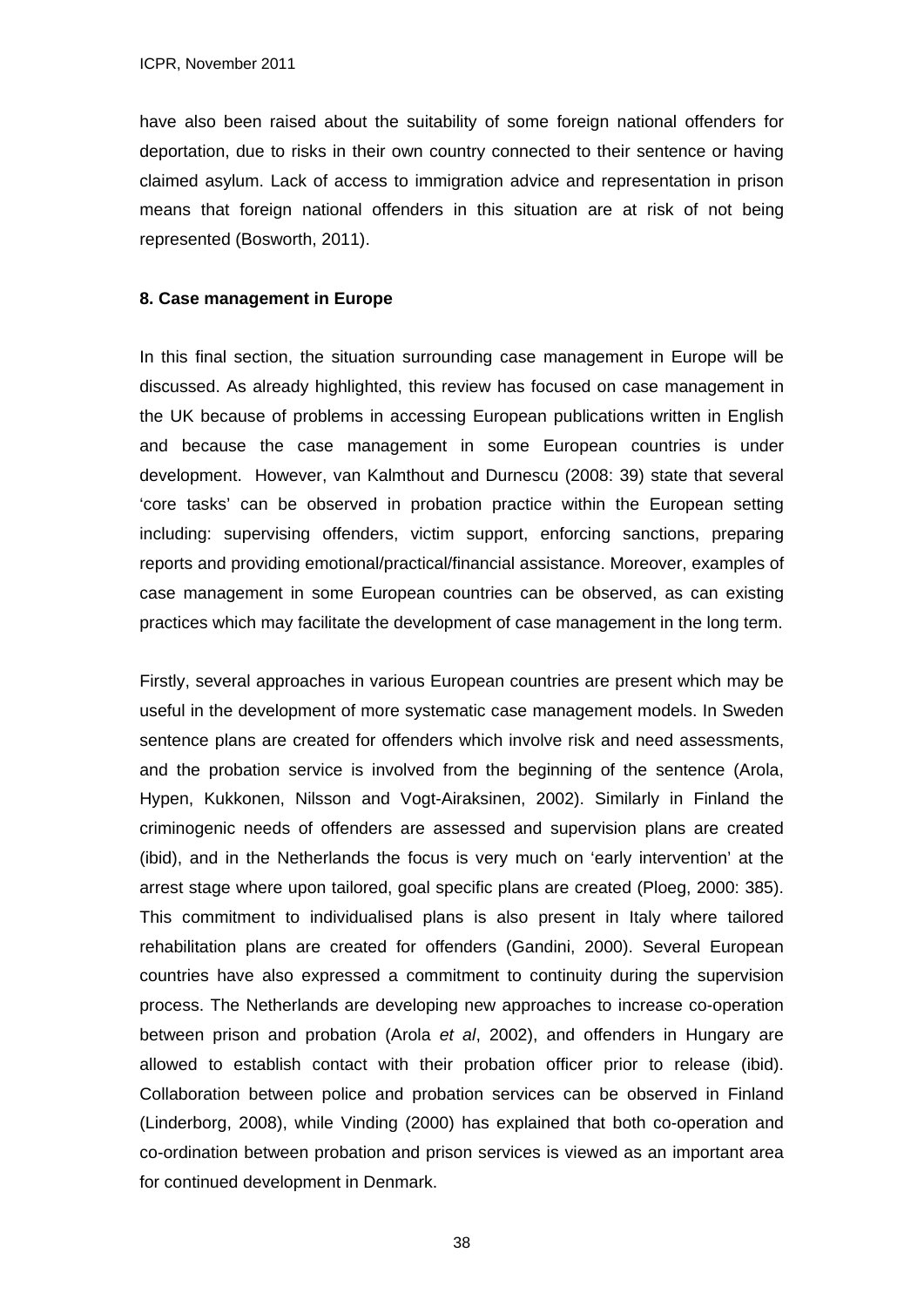have also been raised about the suitability of some foreign national offenders for deportation, due to risks in their own country connected to their sentence or having claimed asylum. Lack of access to immigration advice and representation in prison means that foreign national offenders in this situation are at risk of not being represented (Bosworth, 2011).

**8. Case management in Europe**

In this final section, the situation surrounding case management in Europe will be discussed. As already highlighted, this review has focused on case management in the UK because of problems in accessing European publications written in English and because the case management in some European countries is under development. However, van Kalmthout and Durnescu (2008: 39) state that several 'core tasks' can be observed in probation practice within the European setting including: supervising offenders, victim support, enforcing sanctions, preparing reports and providing emotional/practical/financial assistance. Moreover, examples of case management in some European countries can be observed, as can existing practices which may facilitate the development of case management in the long term.

Firstly, several approaches in various European countries are present which may be useful in the development of more systematic case management models. In Sweden sentence plans are created for offenders which involve risk and need assessments, and the probation service is involved from the beginning of the sentence (Arola, Hypen, Kukkonen, Nilsson and Vogt-Airaksinen, 2002). Similarly in Finland the criminogenic needs of offenders are assessed and supervision plans are created (ibid), and in the Netherlands the focus is very much on 'early intervention' at the arrest stage where upon tailored, goal specific plans are created (Ploeg, 2000: 385). This commitment to individualised plans is also present in Italy where tailored rehabilitation plans are created for offenders (Gandini, 2000). Several European countries have also expressed a commitment to continuity during the supervision process. The Netherlands are developing new approaches to increase co-operation between prison and probation (Arola *et al*, 2002), and offenders in Hungary are allowed to establish contact with their probation officer prior to release (ibid). Collaboration between police and probation services can be observed in Finland (Linderborg, 2008), while Vinding (2000) has explained that both co-operation and co-ordination between probation and prison services is viewed as an important area for continued development in Denmark.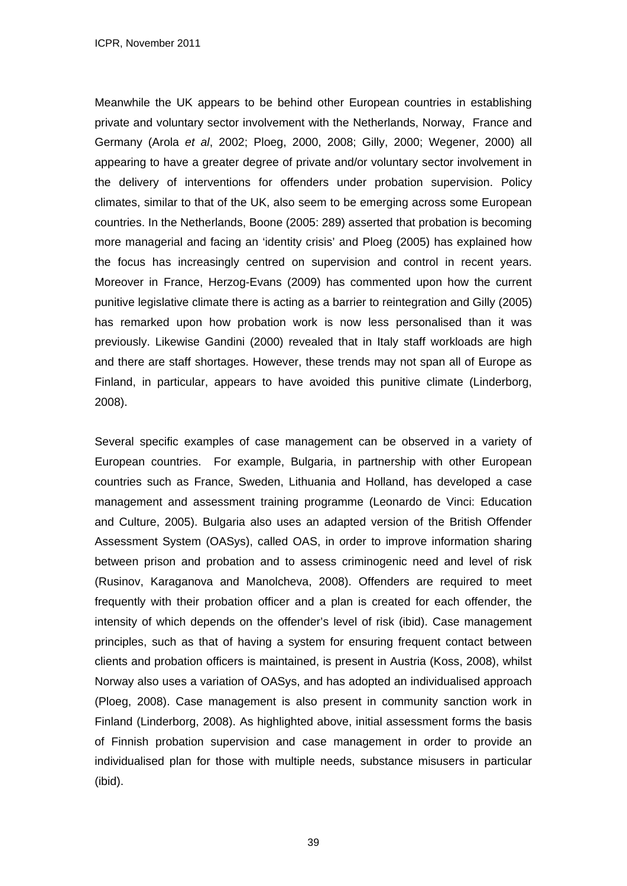Meanwhile the UK appears to be behind other European countries in establishing private and voluntary sector involvement with the Netherlands, Norway, France and Germany (Arola *et al*, 2002; Ploeg, 2000, 2008; Gilly, 2000; Wegener, 2000) all appearing to have a greater degree of private and/or voluntary sector involvement in the delivery of interventions for offenders under probation supervision. Policy climates, similar to that of the UK, also seem to be emerging across some European countries. In the Netherlands, Boone (2005: 289) asserted that probation is becoming more managerial and facing an 'identity crisis' and Ploeg (2005) has explained how the focus has increasingly centred on supervision and control in recent years. Moreover in France, Herzog-Evans (2009) has commented upon how the current punitive legislative climate there is acting as a barrier to reintegration and Gilly (2005) has remarked upon how probation work is now less personalised than it was previously. Likewise Gandini (2000) revealed that in Italy staff workloads are high and there are staff shortages. However, these trends may not span all of Europe as Finland, in particular, appears to have avoided this punitive climate (Linderborg, 2008).

Several specific examples of case management can be observed in a variety of European countries. For example, Bulgaria, in partnership with other European countries such as France, Sweden, Lithuania and Holland, has developed a case management and assessment training programme (Leonardo de Vinci: Education and Culture, 2005). Bulgaria also uses an adapted version of the British Offender Assessment System (OASys), called OAS, in order to improve information sharing between prison and probation and to assess criminogenic need and level of risk (Rusinov, Karaganova and Manolcheva, 2008). Offenders are required to meet frequently with their probation officer and a plan is created for each offender, the intensity of which depends on the offender's level of risk (ibid). Case management principles, such as that of having a system for ensuring frequent contact between clients and probation officers is maintained, is present in Austria (Koss, 2008), whilst Norway also uses a variation of OASys, and has adopted an individualised approach (Ploeg, 2008). Case management is also present in community sanction work in Finland (Linderborg, 2008). As highlighted above, initial assessment forms the basis of Finnish probation supervision and case management in order to provide an individualised plan for those with multiple needs, substance misusers in particular (ibid).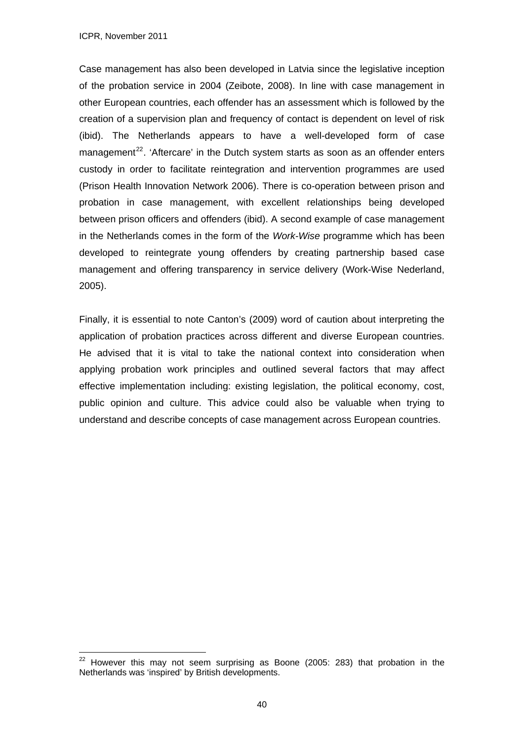Case management has also been developed in Latvia since the legislative inception of the probation service in 2004 (Zeibote, 2008). In line with case management in other European countries, each offender has an assessment which is followed by the creation of a supervision plan and frequency of contact is dependent on level of risk (ibid). The Netherlands appears to have a well-developed form of case management[22]. 'Aftercare' in the Dutch system starts as soon as an offender enters custody in order to facilitate reintegration and intervention programmes are used (Prison Health Innovation Network 2006). There is co-operation between prison and probation in case management, with excellent relationships being developed between prison officers and offenders (ibid). A second example of case management in the Netherlands comes in the form of the *Work-Wise* programme which has been developed to reintegrate young offenders by creating partnership based case management and offering transparency in service delivery (Work-Wise Nederland, 2005).

Finally, it is essential to note Canton's (2009) word of caution about interpreting the application of probation practices across different and diverse European countries. He advised that it is vital to take the national context into consideration when applying probation work principles and outlined several factors that may affect effective implementation including: existing legislation, the political economy, cost, public opinion and culture. This advice could also be valuable when trying to understand and describe concepts of case management across European countries.

[22] However this may not seem surprising as Boone (2005: 283) that probation in the Netherlands was 'inspired' by British developments.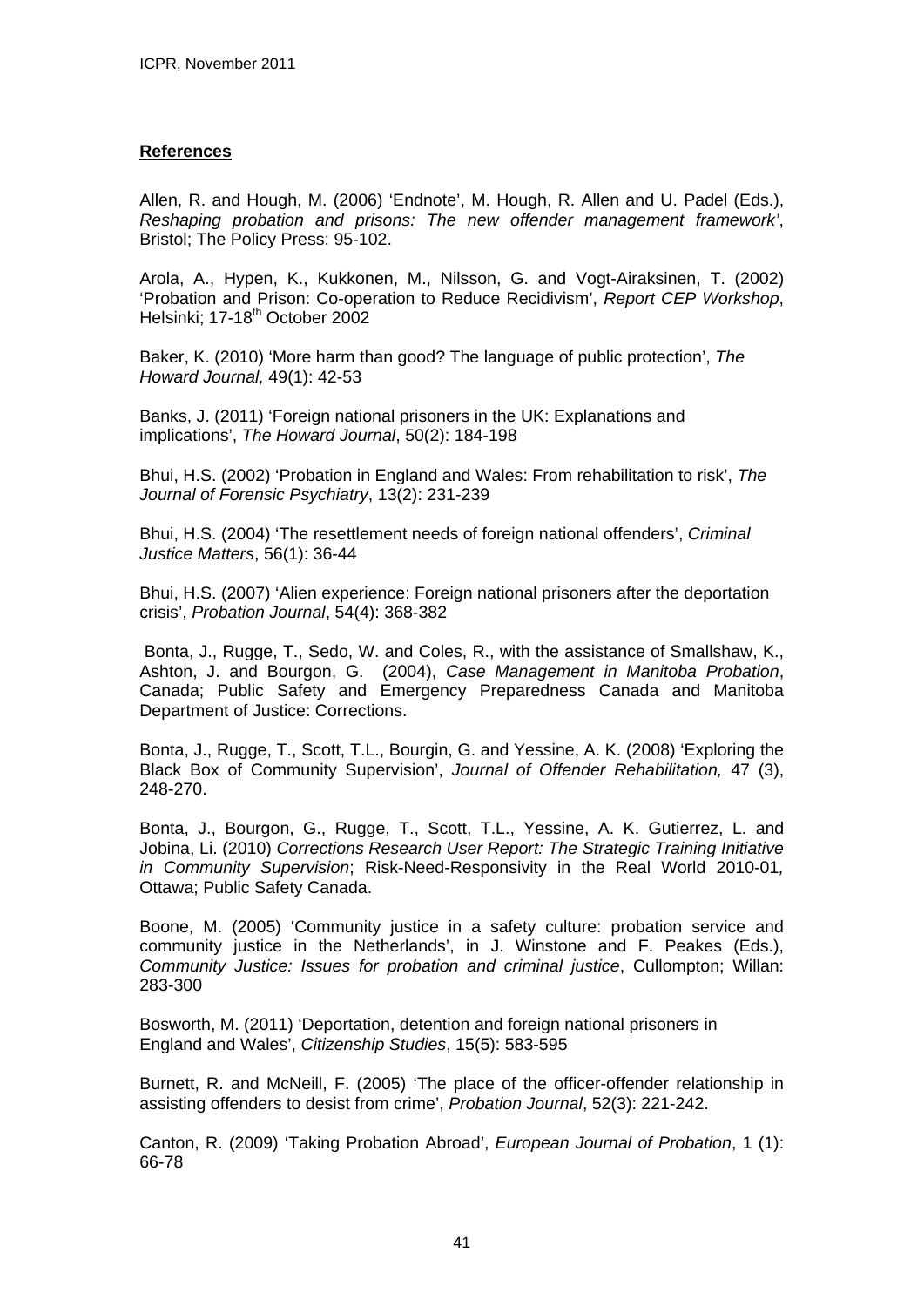## References

Allen, R. and Hough, M. (2006) 'Endnote', M. Hough, R. Allen and U. Padel (Eds.), *Reshaping probation and prisons: The new offender management framework'*, Bristol; The Policy Press: 95-102.

Arola, A., Hypen, K., Kukkonen, M., Nilsson, G. and Vogt-Airaksinen, T. (2002) 'Probation and Prison: Co-operation to Reduce Recidivism', *Report CEP Workshop*, Helsinki; 17-18th October 2002

Baker, K. (2010) 'More harm than good? The language of public protection', *The Howard Journal,* 49(1): 42-53

Banks, J. (2011) 'Foreign national prisoners in the UK: Explanations and implications', *The Howard Journal*, 50(2): 184-198

Bhui, H.S. (2002) 'Probation in England and Wales: From rehabilitation to risk', *The Journal of Forensic Psychiatry*, 13(2): 231-239

Bhui, H.S. (2004) 'The resettlement needs of foreign national offenders', *Criminal Justice Matters*, 56(1): 36-44

Bhui, H.S. (2007) 'Alien experience: Foreign national prisoners after the deportation crisis', *Probation Journal*, 54(4): 368-382

Bonta, J., Rugge, T., Sedo, W. and Coles, R., with the assistance of Smallshaw, K., Ashton, J. and Bourgon, G. (2004), *Case Management in Manitoba Probation*, Canada; Public Safety and Emergency Preparedness Canada and Manitoba Department of Justice: Corrections.

Bonta, J., Rugge, T., Scott, T.L., Bourgin, G. and Yessine, A. K. (2008) 'Exploring the Black Box of Community Supervision', *Journal of Offender Rehabilitation,* 47 (3), 248-270.

Bonta, J., Bourgon, G., Rugge, T., Scott, T.L., Yessine, A. K. Gutierrez, L. and Jobina, Li. (2010) *Corrections Research User Report: The Strategic Training Initiative in Community Supervision*; Risk-Need-Responsivity in the Real World 2010-01*,* Ottawa; Public Safety Canada.

Boone, M. (2005) 'Community justice in a safety culture: probation service and community justice in the Netherlands', in J. Winstone and F. Peakes (Eds.), *Community Justice: Issues for probation and criminal justice*, Cullompton; Willan: 283-300

Bosworth, M. (2011) 'Deportation, detention and foreign national prisoners in England and Wales', *Citizenship Studies*, 15(5): 583-595

Burnett, R. and McNeill, F. (2005) 'The place of the officer-offender relationship in assisting offenders to desist from crime', *Probation Journal*, 52(3): 221-242.

Canton, R. (2009) 'Taking Probation Abroad', *European Journal of Probation*, 1 (1): 66-78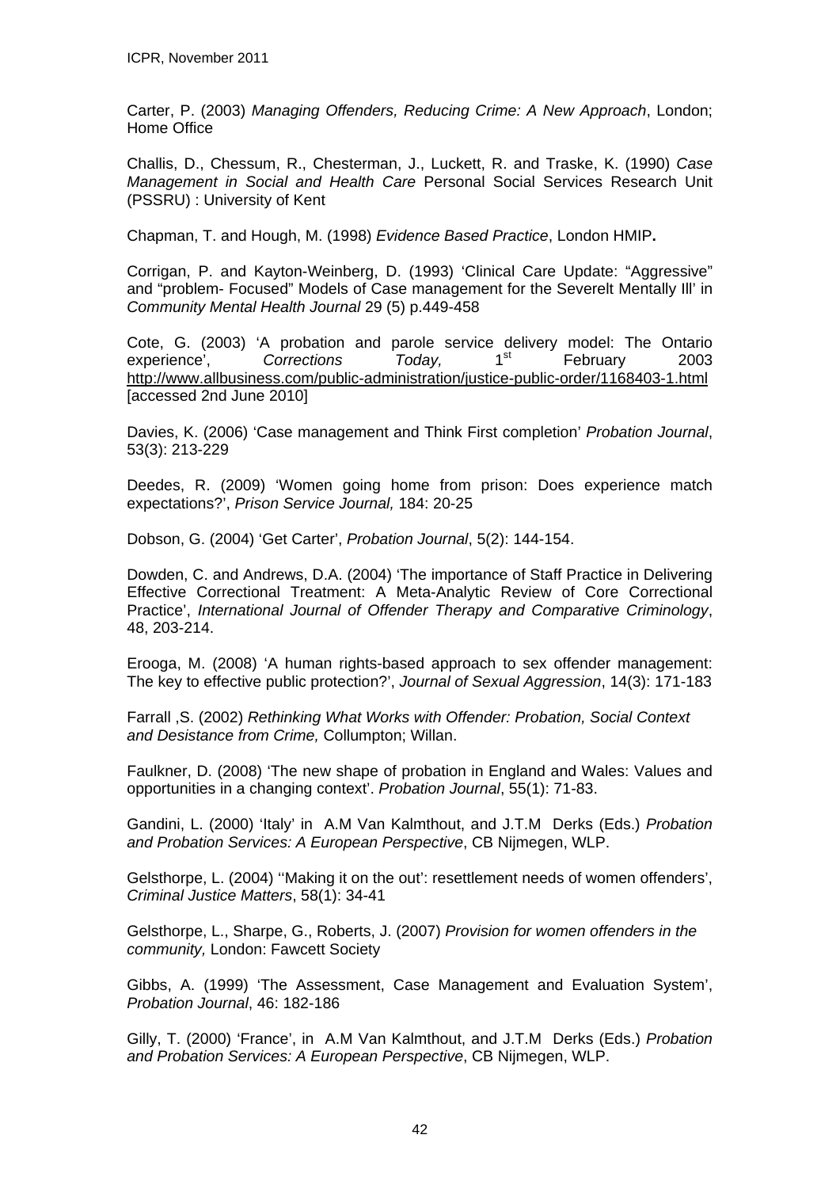Carter, P. (2003) *Managing Offenders, Reducing Crime: A New Approach*, London; Home Office

Challis, D., Chessum, R., Chesterman, J., Luckett, R. and Traske, K. (1990) *Case Management in Social and Health Care* Personal Social Services Research Unit (PSSRU) : University of Kent

Chapman, T. and Hough, M. (1998) *Evidence Based Practice*, London HMIP**.**

Corrigan, P. and Kayton-Weinberg, D. (1993) 'Clinical Care Update: "Aggressive" and "problem- Focused" Models of Case management for the Severelt Mentally Ill' in *Community Mental Health Journal* 29 (5) p.449-458

Cote, G. (2003) 'A probation and parole service delivery model: The Ontario experience', *Corrections Today,* 1st February 2003 http://www.allbusiness.com/public-administration/justice-public-order/1168403-1.html [accessed 2nd June 2010]

Davies, K. (2006) 'Case management and Think First completion' *Probation Journal*, 53(3): 213-229

Deedes, R. (2009) 'Women going home from prison: Does experience match expectations?', *Prison Service Journal,* 184: 20-25

Dobson, G. (2004) 'Get Carter', *Probation Journal*, 5(2): 144-154.

Dowden, C. and Andrews, D.A. (2004) 'The importance of Staff Practice in Delivering Effective Correctional Treatment: A Meta-Analytic Review of Core Correctional Practice', *International Journal of Offender Therapy and Comparative Criminology*, 48, 203-214.

Erooga, M. (2008) 'A human rights-based approach to sex offender management: The key to effective public protection?', *Journal of Sexual Aggression*, 14(3): 171-183

Farrall ,S. (2002) *Rethinking What Works with Offender: Probation, Social Context and Desistance from Crime,* Collumpton; Willan.

Faulkner, D. (2008) 'The new shape of probation in England and Wales: Values and opportunities in a changing context'. *Probation Journal*, 55(1): 71-83.

Gandini, L. (2000) 'Italy' in A.M Van Kalmthout, and J.T.M Derks (Eds.) *Probation and Probation Services: A European Perspective*, CB Nijmegen, WLP.

Gelsthorpe, L. (2004) ''Making it on the out': resettlement needs of women offenders', *Criminal Justice Matters*, 58(1): 34-41

Gelsthorpe, L., Sharpe, G., Roberts, J. (2007) *Provision for women offenders in the community,* London: Fawcett Society

Gibbs, A. (1999) 'The Assessment, Case Management and Evaluation System', *Probation Journal*, 46: 182-186

Gilly, T. (2000) 'France', in A.M Van Kalmthout, and J.T.M Derks (Eds.) *Probation and Probation Services: A European Perspective*, CB Nijmegen, WLP.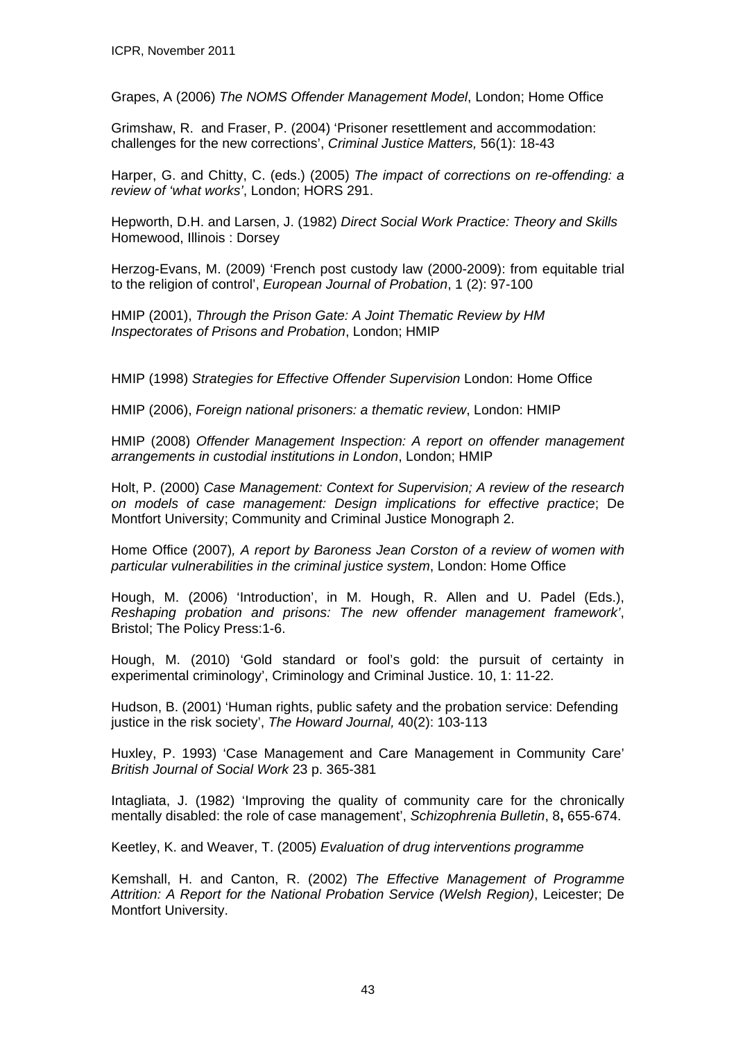Grapes, A (2006) *The NOMS Offender Management Model*, London; Home Office

Grimshaw, R. and Fraser, P. (2004) 'Prisoner resettlement and accommodation: challenges for the new corrections', *Criminal Justice Matters,* 56(1): 18-43

Harper, G. and Chitty, C. (eds.) (2005) *The impact of corrections on re-offending: a review of 'what works'*, London; HORS 291.

Hepworth, D.H. and Larsen, J. (1982) *Direct Social Work Practice: Theory and Skills* Homewood, Illinois : Dorsey

Herzog-Evans, M. (2009) 'French post custody law (2000-2009): from equitable trial to the religion of control', *European Journal of Probation*, 1 (2): 97-100

HMIP (2001), *Through the Prison Gate: A Joint Thematic Review by HM Inspectorates of Prisons and Probation*, London; HMIP

HMIP (1998) *Strategies for Effective Offender Supervision* London: Home Office

HMIP (2006), *Foreign national prisoners: a thematic review*, London: HMIP

HMIP (2008) *Offender Management Inspection: A report on offender management arrangements in custodial institutions in London*, London; HMIP

Holt, P. (2000) *Case Management: Context for Supervision; A review of the research on models of case management: Design implications for effective practice*; De Montfort University; Community and Criminal Justice Monograph 2.

Home Office (2007)*, A report by Baroness Jean Corston of a review of women with particular vulnerabilities in the criminal justice system*, London: Home Office

Hough, M. (2006) 'Introduction', in M. Hough, R. Allen and U. Padel (Eds.), *Reshaping probation and prisons: The new offender management framework'*, Bristol; The Policy Press:1-6.

Hough, M. (2010) 'Gold standard or fool's gold: the pursuit of certainty in experimental criminology', Criminology and Criminal Justice. 10, 1: 11-22.

Hudson, B. (2001) 'Human rights, public safety and the probation service: Defending justice in the risk society', *The Howard Journal,* 40(2): 103-113

Huxley, P. 1993) 'Case Management and Care Management in Community Care' *British Journal of Social Work* 23 p. 365-381

Intagliata, J. (1982) 'Improving the quality of community care for the chronically mentally disabled: the role of case management', *Schizophrenia Bulletin*, 8**,** 655-674.

Keetley, K. and Weaver, T. (2005) *Evaluation of drug interventions programme*

Kemshall, H. and Canton, R. (2002) *The Effective Management of Programme Attrition: A Report for the National Probation Service (Welsh Region)*, Leicester; De Montfort University.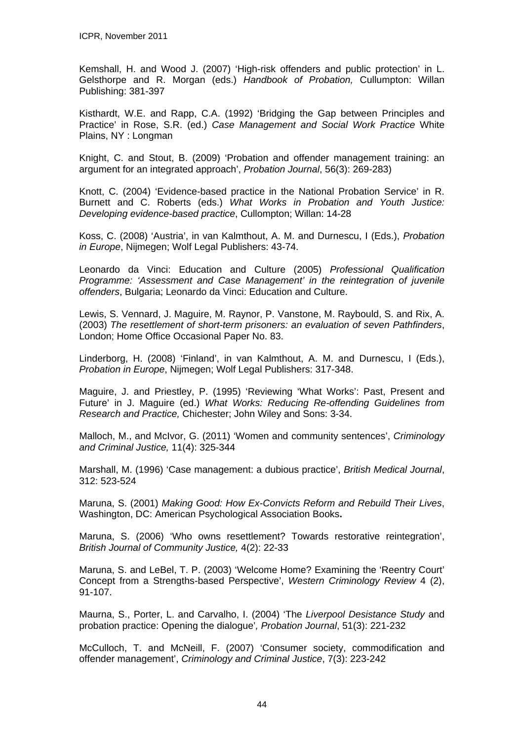Kemshall, H. and Wood J. (2007) 'High-risk offenders and public protection' in L. Gelsthorpe and R. Morgan (eds.) *Handbook of Probation,* Cullumpton: Willan Publishing: 381-397

Kisthardt, W.E. and Rapp, C.A. (1992) 'Bridging the Gap between Principles and Practice' in Rose, S.R. (ed.) *Case Management and Social Work Practice* White Plains, NY : Longman

Knight, C. and Stout, B. (2009) 'Probation and offender management training: an argument for an integrated approach', *Probation Journal*, 56(3): 269-283)

Knott, C. (2004) 'Evidence-based practice in the National Probation Service' in R. Burnett and C. Roberts (eds.) *What Works in Probation and Youth Justice: Developing evidence-based practice*, Cullompton; Willan: 14-28

Koss, C. (2008) 'Austria', in van Kalmthout, A. M. and Durnescu, I (Eds.), *Probation in Europe*, Nijmegen; Wolf Legal Publishers: 43-74.

Leonardo da Vinci: Education and Culture (2005) *Professional Qualification Programme: 'Assessment and Case Management' in the reintegration of juvenile offenders*, Bulgaria; Leonardo da Vinci: Education and Culture.

Lewis, S. Vennard, J. Maguire, M. Raynor, P. Vanstone, M. Raybould, S. and Rix, A. (2003) *The resettlement of short-term prisoners: an evaluation of seven Pathfinders*, London; Home Office Occasional Paper No. 83.

Linderborg, H. (2008) 'Finland', in van Kalmthout, A. M. and Durnescu, I (Eds.), *Probation in Europe*, Nijmegen; Wolf Legal Publishers: 317-348.

Maguire, J. and Priestley, P. (1995) 'Reviewing 'What Works': Past, Present and Future' in J. Maguire (ed.) *What Works: Reducing Re-offending Guidelines from Research and Practice,* Chichester; John Wiley and Sons: 3-34.

Malloch, M., and McIvor, G. (2011) 'Women and community sentences', *Criminology and Criminal Justice,* 11(4): 325-344

Marshall, M. (1996) 'Case management: a dubious practice', *British Medical Journal*, 312: 523-524

Maruna, S. (2001) *Making Good: How Ex-Convicts Reform and Rebuild Their Lives*, Washington, DC: American Psychological Association Books**.**

Maruna, S. (2006) 'Who owns resettlement? Towards restorative reintegration', *British Journal of Community Justice,* 4(2): 22-33

Maruna, S. and LeBel, T. P. (2003) 'Welcome Home? Examining the 'Reentry Court' Concept from a Strengths-based Perspective', *Western Criminology Review* 4 (2), 91-107.

Maurna, S., Porter, L. and Carvalho, I. (2004) 'The *Liverpool Desistance Study* and probation practice: Opening the dialogue'*, Probation Journal*, 51(3): 221-232

McCulloch, T. and McNeill, F. (2007) 'Consumer society, commodification and offender management', *Criminology and Criminal Justice*, 7(3): 223-242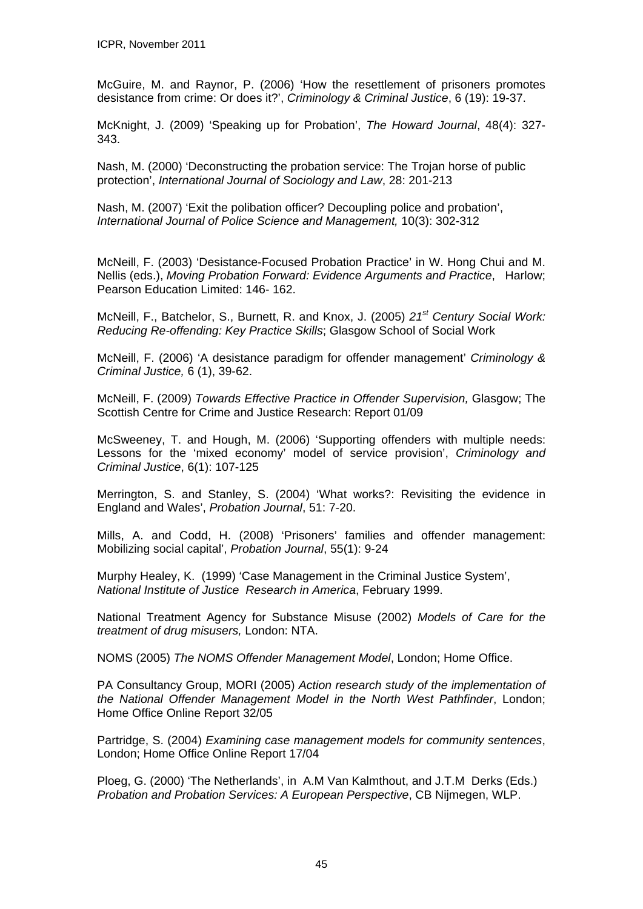McGuire, M. and Raynor, P. (2006) 'How the resettlement of prisoners promotes desistance from crime: Or does it?', *Criminology & Criminal Justice*, 6 (19): 19-37.

McKnight, J. (2009) 'Speaking up for Probation', *The Howard Journal*, 48(4): 327-343.

Nash, M. (2000) 'Deconstructing the probation service: The Trojan horse of public protection', *International Journal of Sociology and Law*, 28: 201-213

Nash, M. (2007) 'Exit the polibation officer? Decoupling police and probation', *International Journal of Police Science and Management,* 10(3): 302-312

McNeill, F. (2003) 'Desistance-Focused Probation Practice' in W. Hong Chui and M. Nellis (eds.), *Moving Probation Forward: Evidence Arguments and Practice*, Harlow; Pearson Education Limited: 146- 162.

McNeill, F., Batchelor, S., Burnett, R. and Knox, J. (2005) *21st Century Social Work: Reducing Re-offending: Key Practice Skills*; Glasgow School of Social Work

McNeill, F. (2006) 'A desistance paradigm for offender management' *Criminology & Criminal Justice,* 6 (1), 39-62.

McNeill, F. (2009) *Towards Effective Practice in Offender Supervision,* Glasgow; The Scottish Centre for Crime and Justice Research: Report 01/09

McSweeney, T. and Hough, M. (2006) 'Supporting offenders with multiple needs: Lessons for the 'mixed economy' model of service provision', *Criminology and Criminal Justice*, 6(1): 107-125

Merrington, S. and Stanley, S. (2004) 'What works?: Revisiting the evidence in England and Wales', *Probation Journal*, 51: 7-20.

Mills, A. and Codd, H. (2008) 'Prisoners' families and offender management: Mobilizing social capital', *Probation Journal*, 55(1): 9-24

Murphy Healey, K. (1999) 'Case Management in the Criminal Justice System', *National Institute of Justice Research in America*, February 1999.

National Treatment Agency for Substance Misuse (2002) *Models of Care for the treatment of drug misusers,* London: NTA.

NOMS (2005) *The NOMS Offender Management Model*, London; Home Office.

PA Consultancy Group, MORI (2005) *Action research study of the implementation of the National Offender Management Model in the North West Pathfinder*, London; Home Office Online Report 32/05

Partridge, S. (2004) *Examining case management models for community sentences*, London; Home Office Online Report 17/04

Ploeg, G. (2000) 'The Netherlands', in A.M Van Kalmthout, and J.T.M Derks (Eds.) *Probation and Probation Services: A European Perspective*, CB Nijmegen, WLP.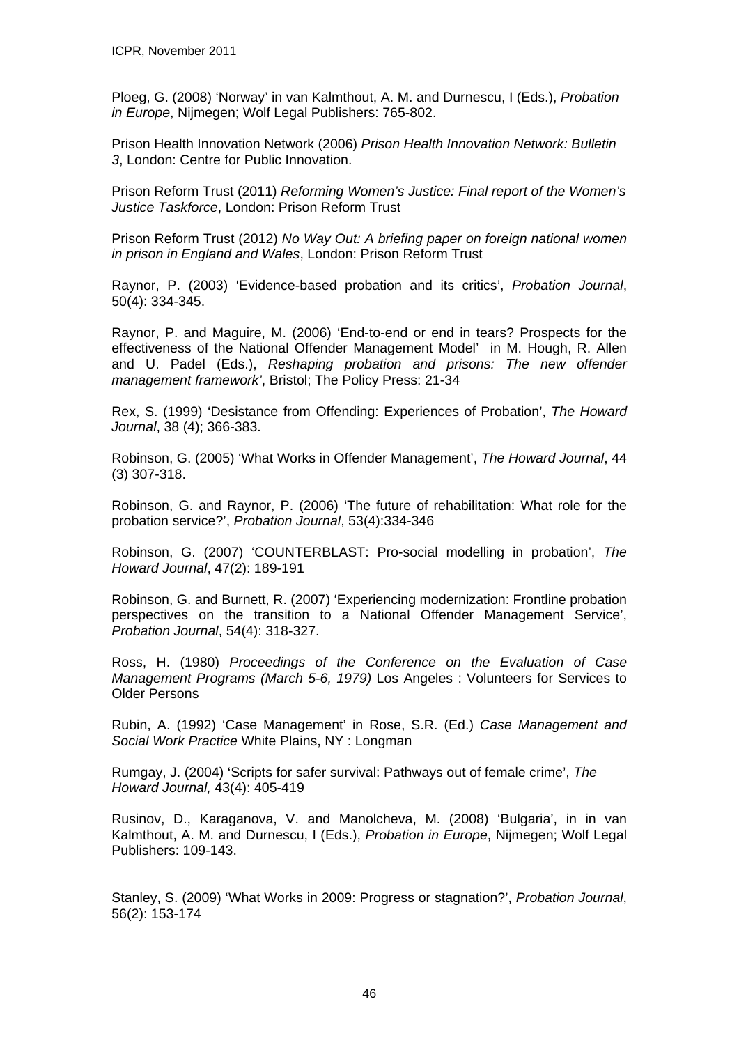Ploeg, G. (2008) 'Norway' in van Kalmthout, A. M. and Durnescu, I (Eds.), *Probation in Europe*, Nijmegen; Wolf Legal Publishers: 765-802.

Prison Health Innovation Network (2006) *Prison Health Innovation Network: Bulletin 3*, London: Centre for Public Innovation.

Prison Reform Trust (2011) *Reforming Women's Justice: Final report of the Women's Justice Taskforce*, London: Prison Reform Trust

Prison Reform Trust (2012) *No Way Out: A briefing paper on foreign national women in prison in England and Wales*, London: Prison Reform Trust

Raynor, P. (2003) 'Evidence-based probation and its critics', *Probation Journal*, 50(4): 334-345.

Raynor, P. and Maguire, M. (2006) 'End-to-end or end in tears? Prospects for the effectiveness of the National Offender Management Model' in M. Hough, R. Allen and U. Padel (Eds.), *Reshaping probation and prisons: The new offender management framework'*, Bristol; The Policy Press: 21-34

Rex, S. (1999) 'Desistance from Offending: Experiences of Probation', *The Howard Journal*, 38 (4); 366-383.

Robinson, G. (2005) 'What Works in Offender Management', *The Howard Journal*, 44 (3) 307-318.

Robinson, G. and Raynor, P. (2006) 'The future of rehabilitation: What role for the probation service?', *Probation Journal*, 53(4):334-346

Robinson, G. (2007) 'COUNTERBLAST: Pro-social modelling in probation', *The Howard Journal*, 47(2): 189-191

Robinson, G. and Burnett, R. (2007) 'Experiencing modernization: Frontline probation perspectives on the transition to a National Offender Management Service', *Probation Journal*, 54(4): 318-327.

Ross, H. (1980) *Proceedings of the Conference on the Evaluation of Case Management Programs (March 5-6, 1979)* Los Angeles : Volunteers for Services to Older Persons

Rubin, A. (1992) 'Case Management' in Rose, S.R. (Ed.) *Case Management and Social Work Practice* White Plains, NY : Longman

Rumgay, J. (2004) 'Scripts for safer survival: Pathways out of female crime', *The Howard Journal,* 43(4): 405-419

Rusinov, D., Karaganova, V. and Manolcheva, M. (2008) 'Bulgaria', in in van Kalmthout, A. M. and Durnescu, I (Eds.), *Probation in Europe*, Nijmegen; Wolf Legal Publishers: 109-143.

Stanley, S. (2009) 'What Works in 2009: Progress or stagnation?', *Probation Journal*, 56(2): 153-174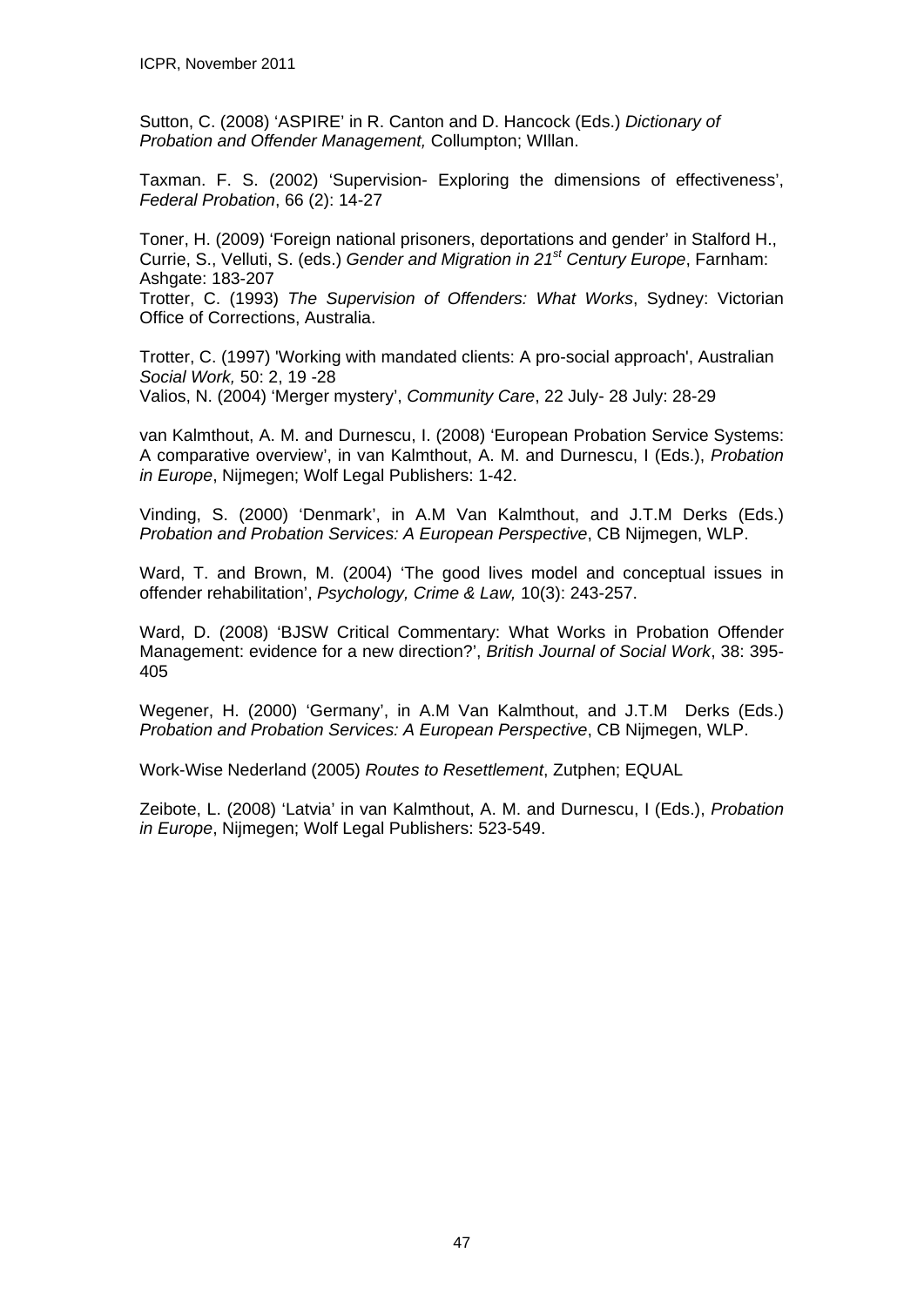Sutton, C. (2008) 'ASPIRE' in R. Canton and D. Hancock (Eds.) *Dictionary of Probation and Offender Management,* Collumpton; WIllan.

Taxman. F. S. (2002) 'Supervision- Exploring the dimensions of effectiveness', *Federal Probation*, 66 (2): 14-27

Toner, H. (2009) 'Foreign national prisoners, deportations and gender' in Stalford H., Currie, S., Velluti, S. (eds.) *Gender and Migration in 21st Century Europe*, Farnham: Ashgate: 183-207

Trotter, C. (1993) *The Supervision of Offenders: What Works*, Sydney: Victorian Office of Corrections, Australia.

Trotter, C. (1997) 'Working with mandated clients: A pro-social approach', Australian *Social Work,* 50: 2, 19 -28

Valios, N. (2004) 'Merger mystery', *Community Care*, 22 July- 28 July: 28-29

van Kalmthout, A. M. and Durnescu, I. (2008) 'European Probation Service Systems: A comparative overview', in van Kalmthout, A. M. and Durnescu, I (Eds.), *Probation in Europe*, Nijmegen; Wolf Legal Publishers: 1-42.

Vinding, S. (2000) 'Denmark', in A.M Van Kalmthout, and J.T.M Derks (Eds.) *Probation and Probation Services: A European Perspective*, CB Nijmegen, WLP.

Ward, T. and Brown, M. (2004) 'The good lives model and conceptual issues in offender rehabilitation', *Psychology, Crime & Law,* 10(3): 243-257.

Ward, D. (2008) 'BJSW Critical Commentary: What Works in Probation Offender Management: evidence for a new direction?', *British Journal of Social Work*, 38: 395-405

Wegener, H. (2000) 'Germany', in A.M Van Kalmthout, and J.T.M Derks (Eds.) *Probation and Probation Services: A European Perspective*, CB Nijmegen, WLP.

Work-Wise Nederland (2005) *Routes to Resettlement*, Zutphen; EQUAL

Zeibote, L. (2008) 'Latvia' in van Kalmthout, A. M. and Durnescu, I (Eds.), *Probation in Europe*, Nijmegen; Wolf Legal Publishers: 523-549.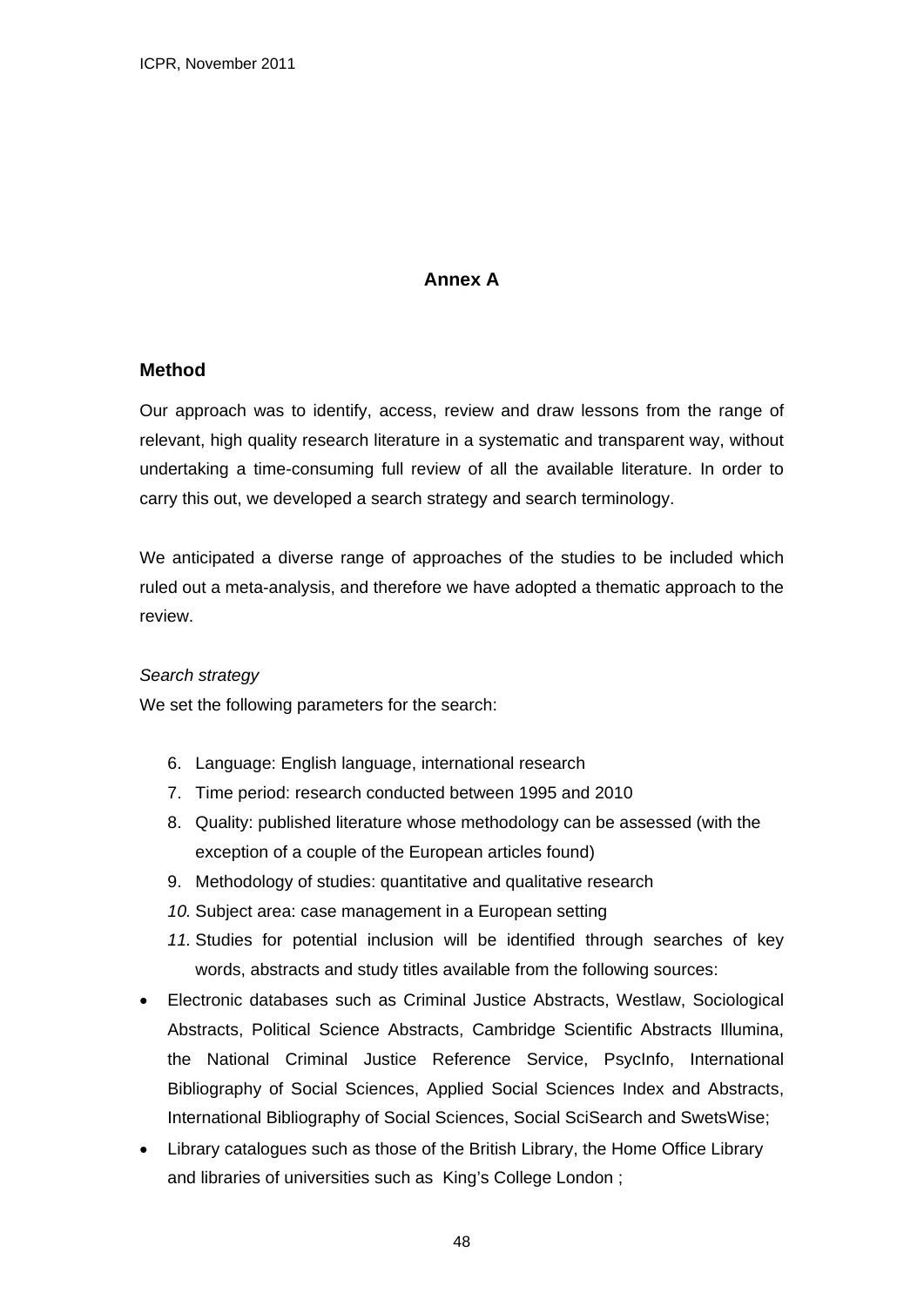## Annex A

### Method

Our approach was to identify, access, review and draw lessons from the range of relevant, high quality research literature in a systematic and transparent way, without undertaking a time-consuming full review of all the available literature. In order to carry this out, we developed a search strategy and search terminology.

We anticipated a diverse range of approaches of the studies to be included which ruled out a meta-analysis, and therefore we have adopted a thematic approach to the review.

*Search strategy*

We set the following parameters for the search:

6. Language: English language, international research
7. Time period: research conducted between 1995 and 2010
8. Quality: published literature whose methodology can be assessed (with the exception of a couple of the European articles found)
9. Methodology of studies: quantitative and qualitative research
10. Subject area: case management in a European setting
11. Studies for potential inclusion will be identified through searches of key words, abstracts and study titles available from the following sources:

- Electronic databases such as Criminal Justice Abstracts, Westlaw, Sociological Abstracts, Political Science Abstracts, Cambridge Scientific Abstracts Illumina, the National Criminal Justice Reference Service, PsycInfo, International Bibliography of Social Sciences, Applied Social Sciences Index and Abstracts, International Bibliography of Social Sciences, Social SciSearch and SwetsWise;
- Library catalogues such as those of the British Library, the Home Office Library and libraries of universities such as King's College London ;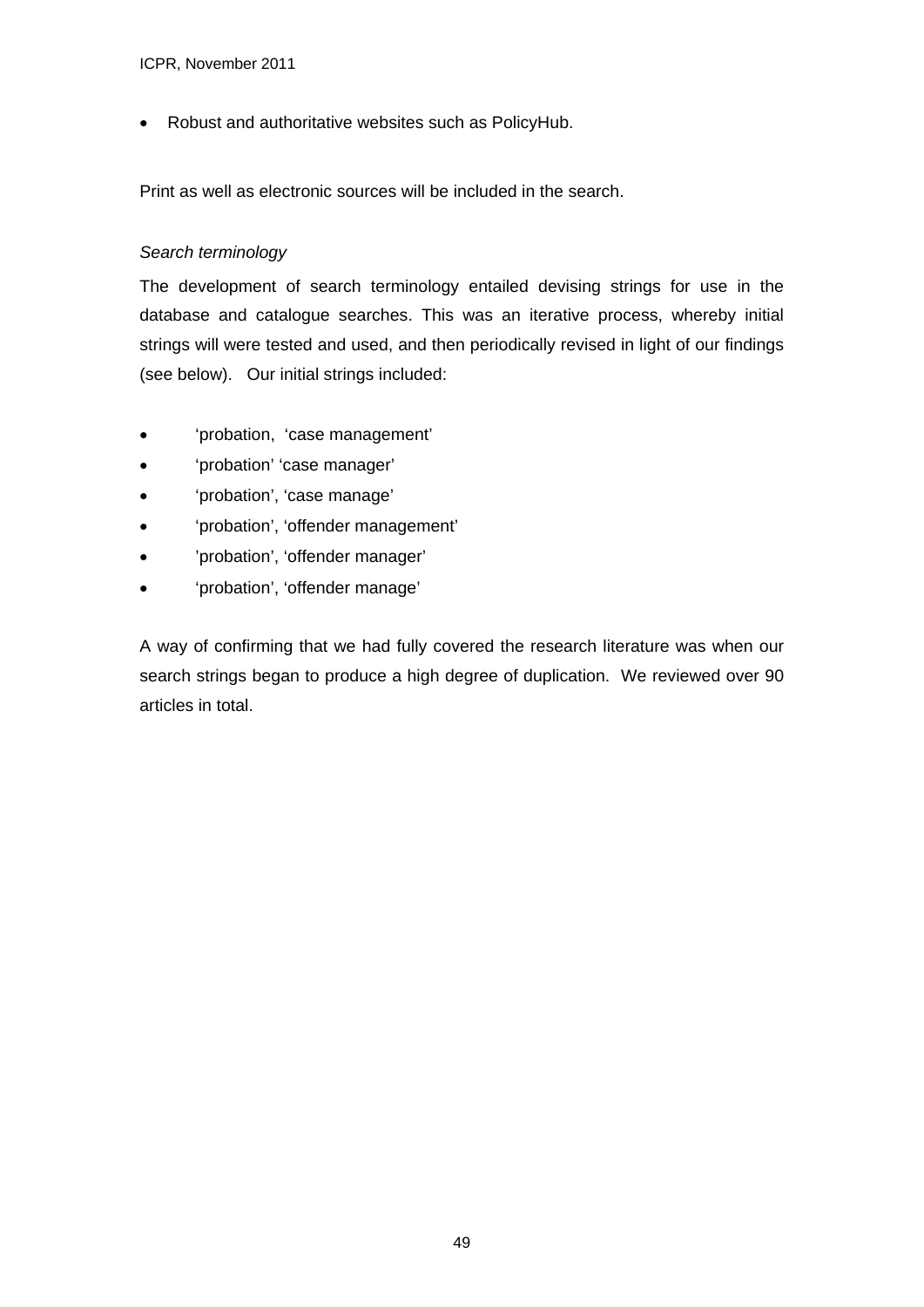- Robust and authoritative websites such as PolicyHub.

Print as well as electronic sources will be included in the search.

*Search terminology*

The development of search terminology entailed devising strings for use in the database and catalogue searches. This was an iterative process, whereby initial strings will were tested and used, and then periodically revised in light of our findings (see below). Our initial strings included:

- 'probation, 'case management'
- 'probation' 'case manager'
- 'probation', 'case manage'
- 'probation', 'offender management'
- 'probation', 'offender manager'
- 'probation', 'offender manage'

A way of confirming that we had fully covered the research literature was when our search strings began to produce a high degree of duplication. We reviewed over 90 articles in total.